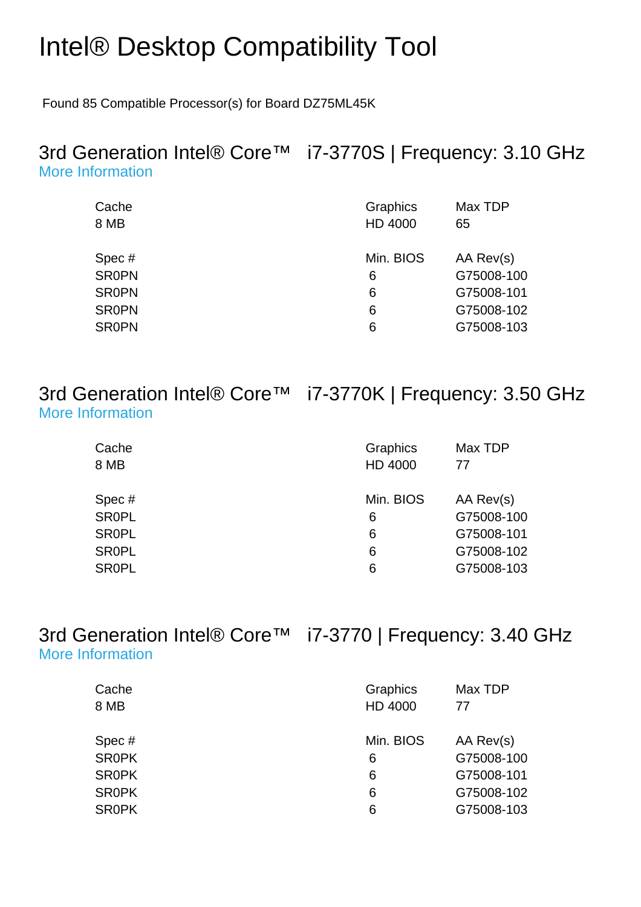# Intel® Desktop Compatibility Tool

Found 85 Compatible Processor(s) for Board DZ75ML45K

## 3rd Generation Intel® Core™ i7-3770S | Frequency: 3.10 GHz

More Information

| Cache | Graphics | Max TDP |
|---|---|---|
| 8 MB | HD 4000 | 65 |

| Spec # | Min. BIOS | AA Rev(s) |
|---|---|---|
| SR0PN | 6 | G75008-100 |
| SR0PN | 6 | G75008-101 |
| SR0PN | 6 | G75008-102 |
| SR0PN | 6 | G75008-103 |

## 3rd Generation Intel® Core™ i7-3770K | Frequency: 3.50 GHz

More Information

| Cache | Graphics | Max TDP |
|---|---|---|
| 8 MB | HD 4000 | 77 |

| Spec # | Min. BIOS | AA Rev(s) |
|---|---|---|
| SR0PL | 6 | G75008-100 |
| SR0PL | 6 | G75008-101 |
| SR0PL | 6 | G75008-102 |
| SR0PL | 6 | G75008-103 |

## 3rd Generation Intel® Core™ i7-3770 | Frequency: 3.40 GHz

More Information

| Cache | Graphics | Max TDP |
|---|---|---|
| 8 MB | HD 4000 | 77 |

| Spec # | Min. BIOS | AA Rev(s) |
|---|---|---|
| SR0PK | 6 | G75008-100 |
| SR0PK | 6 | G75008-101 |
| SR0PK | 6 | G75008-102 |
| SR0PK | 6 | G75008-103 |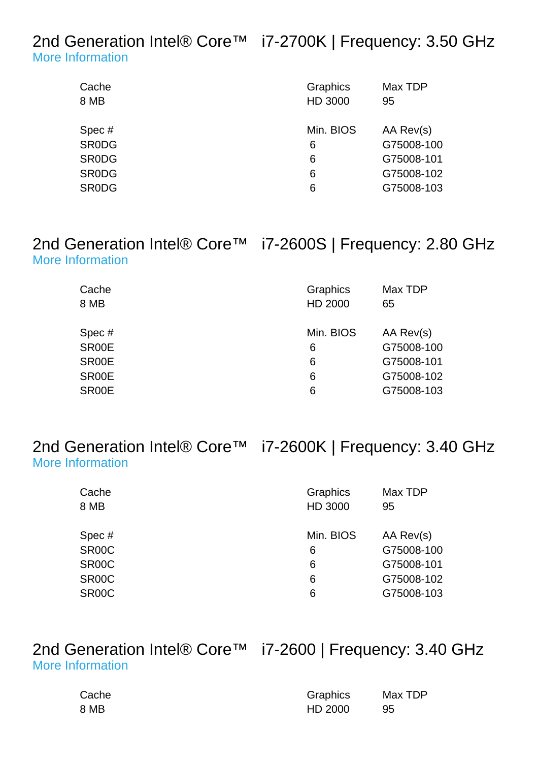## 2nd Generation Intel® Core™ i7-2700K | Frequency: 3.50 GHz

More Information

| Cache | Graphics | Max TDP |
|---|---|---|
| 8 MB | HD 3000 | 95 |

| Spec # | Min. BIOS | AA Rev(s) |
|---|---|---|
| SR0DG | 6 | G75008-100 |
| SR0DG | 6 | G75008-101 |
| SR0DG | 6 | G75008-102 |
| SR0DG | 6 | G75008-103 |

## 2nd Generation Intel® Core™ i7-2600S | Frequency: 2.80 GHz

More Information

| Cache | Graphics | Max TDP |
|---|---|---|
| 8 MB | HD 2000 | 65 |

| Spec # | Min. BIOS | AA Rev(s) |
|---|---|---|
| SR00E | 6 | G75008-100 |
| SR00E | 6 | G75008-101 |
| SR00E | 6 | G75008-102 |
| SR00E | 6 | G75008-103 |

## 2nd Generation Intel® Core™ i7-2600K | Frequency: 3.40 GHz

More Information

| Cache | Graphics | Max TDP |
|---|---|---|
| 8 MB | HD 3000 | 95 |

| Spec # | Min. BIOS | AA Rev(s) |
|---|---|---|
| SR00C | 6 | G75008-100 |
| SR00C | 6 | G75008-101 |
| SR00C | 6 | G75008-102 |
| SR00C | 6 | G75008-103 |

## 2nd Generation Intel® Core™ i7-2600 | Frequency: 3.40 GHz

More Information

| Cache | Graphics | Max TDP |
|---|---|---|
| 8 MB | HD 2000 | 95 |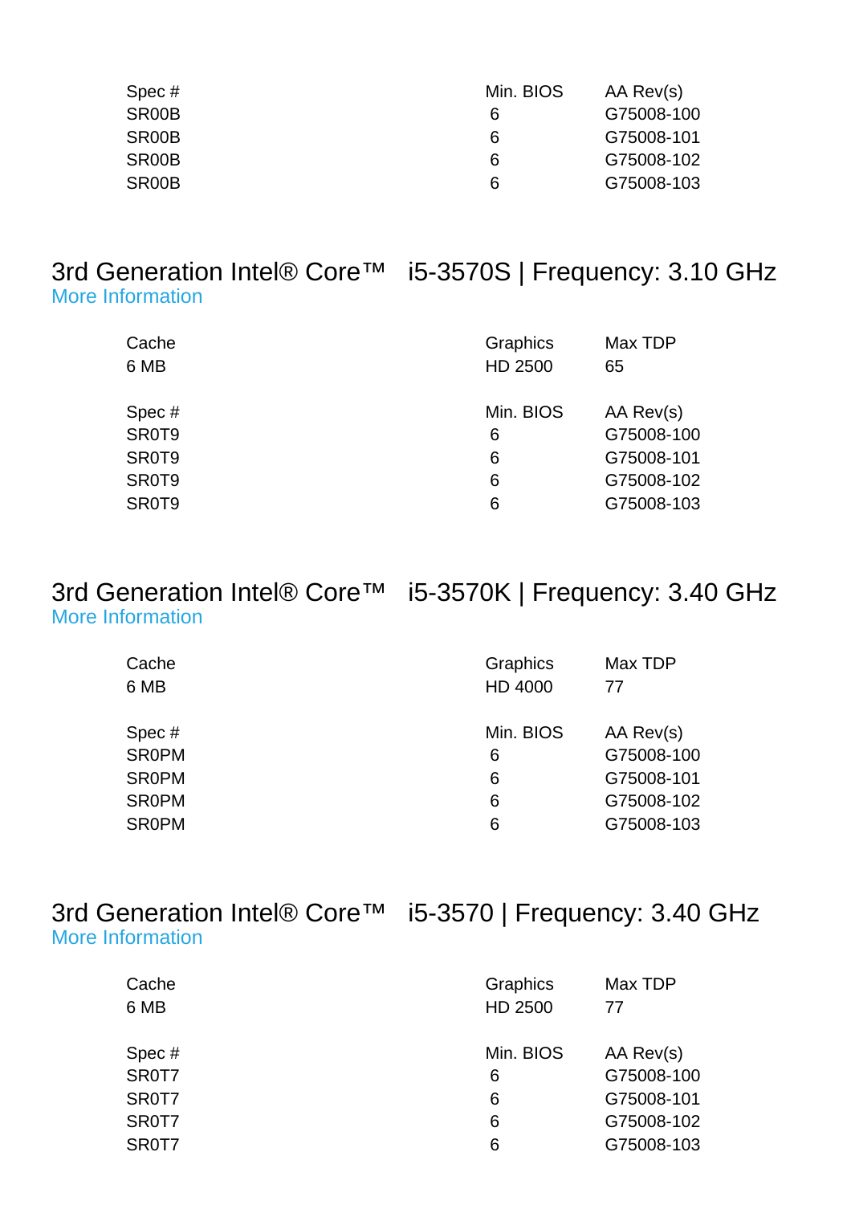| Spec # | Min. BIOS | AA Rev(s) |
| --- | --- | --- |
| SR00B | 6 | G75008-100 |
| SR00B | 6 | G75008-101 |
| SR00B | 6 | G75008-102 |
| SR00B | 6 | G75008-103 |

## 3rd Generation Intel® Core™ i5-3570S | Frequency: 3.10 GHz

More Information

| Cache | Graphics | Max TDP |
| --- | --- | --- |
| 6 MB | HD 2500 | 65 |

| Spec # | Min. BIOS | AA Rev(s) |
| --- | --- | --- |
| SR0T9 | 6 | G75008-100 |
| SR0T9 | 6 | G75008-101 |
| SR0T9 | 6 | G75008-102 |
| SR0T9 | 6 | G75008-103 |

## 3rd Generation Intel® Core™ i5-3570K | Frequency: 3.40 GHz

More Information

| Cache | Graphics | Max TDP |
| --- | --- | --- |
| 6 MB | HD 4000 | 77 |

| Spec # | Min. BIOS | AA Rev(s) |
| --- | --- | --- |
| SR0PM | 6 | G75008-100 |
| SR0PM | 6 | G75008-101 |
| SR0PM | 6 | G75008-102 |
| SR0PM | 6 | G75008-103 |

## 3rd Generation Intel® Core™ i5-3570 | Frequency: 3.40 GHz

More Information

| Cache | Graphics | Max TDP |
| --- | --- | --- |
| 6 MB | HD 2500 | 77 |

| Spec # | Min. BIOS | AA Rev(s) |
| --- | --- | --- |
| SR0T7 | 6 | G75008-100 |
| SR0T7 | 6 | G75008-101 |
| SR0T7 | 6 | G75008-102 |
| SR0T7 | 6 | G75008-103 |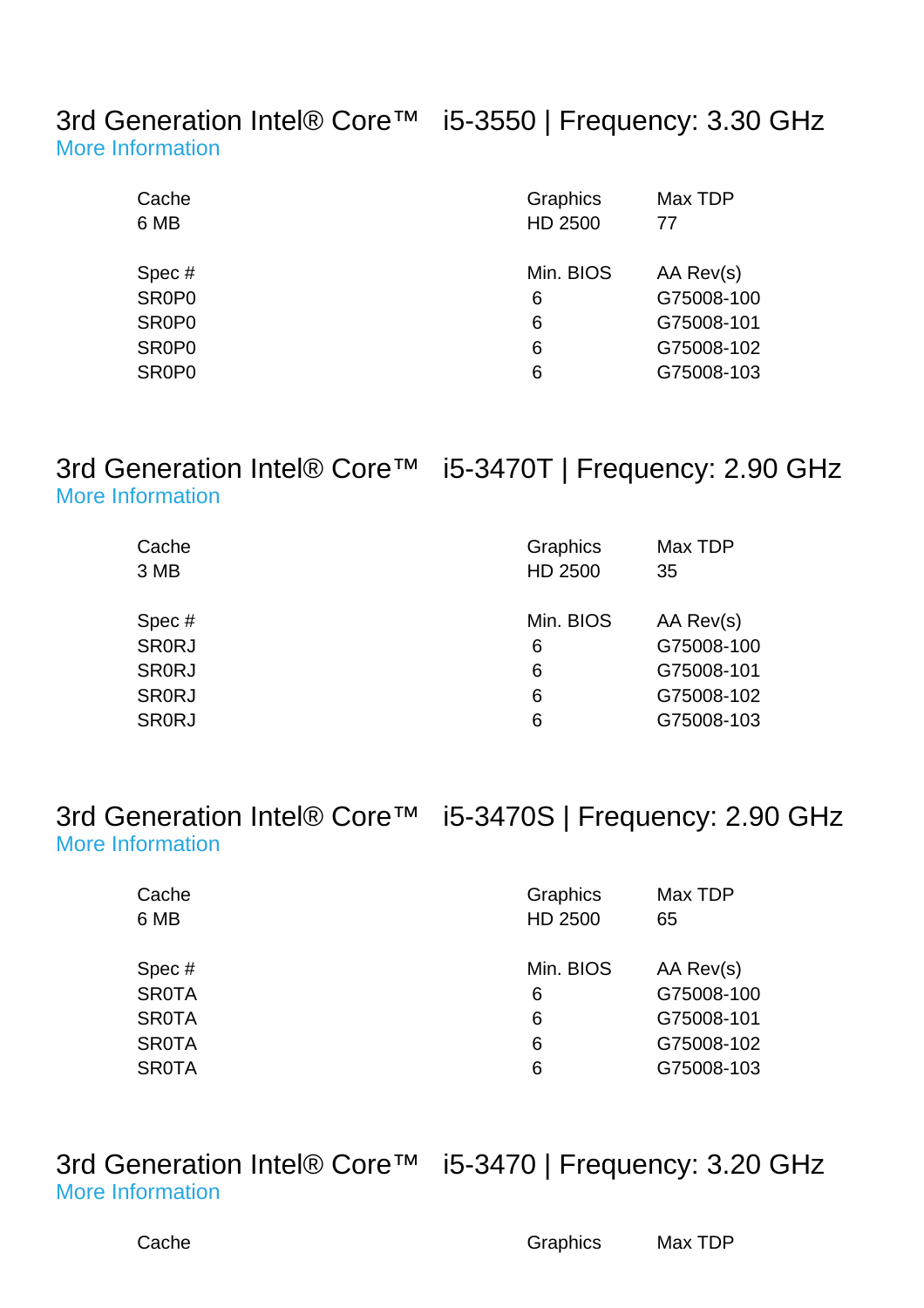## 3rd Generation Intel® Core™ i5-3550 | Frequency: 3.30 GHz

More Information

| Cache | Graphics | Max TDP |
|---|---|---|
| 6 MB | HD 2500 | 77 |

| Spec # | Min. BIOS | AA Rev(s) |
|---|---|---|
| SR0P0 | 6 | G75008-100 |
| SR0P0 | 6 | G75008-101 |
| SR0P0 | 6 | G75008-102 |
| SR0P0 | 6 | G75008-103 |

## 3rd Generation Intel® Core™ i5-3470T | Frequency: 2.90 GHz

More Information

| Cache | Graphics | Max TDP |
|---|---|---|
| 3 MB | HD 2500 | 35 |

| Spec # | Min. BIOS | AA Rev(s) |
|---|---|---|
| SR0RJ | 6 | G75008-100 |
| SR0RJ | 6 | G75008-101 |
| SR0RJ | 6 | G75008-102 |
| SR0RJ | 6 | G75008-103 |

## 3rd Generation Intel® Core™ i5-3470S | Frequency: 2.90 GHz

More Information

| Cache | Graphics | Max TDP |
|---|---|---|
| 6 MB | HD 2500 | 65 |

| Spec # | Min. BIOS | AA Rev(s) |
|---|---|---|
| SR0TA | 6 | G75008-100 |
| SR0TA | 6 | G75008-101 |
| SR0TA | 6 | G75008-102 |
| SR0TA | 6 | G75008-103 |

## 3rd Generation Intel® Core™ i5-3470 | Frequency: 3.20 GHz

More Information

| Cache | Graphics | Max TDP |
|---|---|---|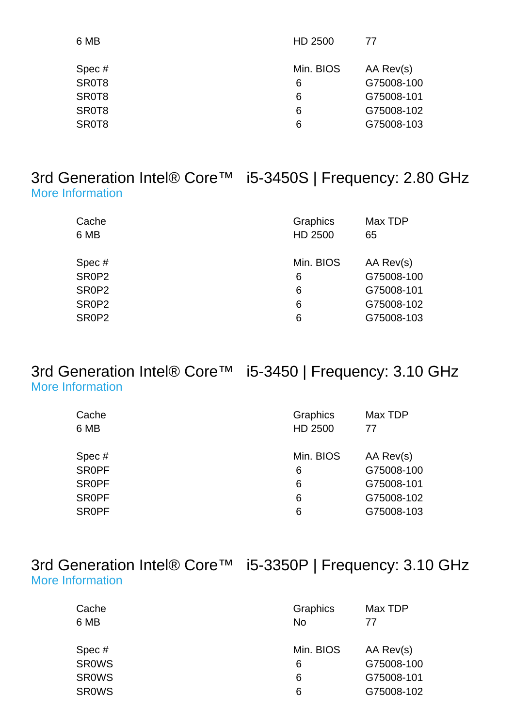| Cache | Graphics | Max TDP |
|---|---|---|
| 6 MB | HD 2500 | 77 |

| Spec # | Min. BIOS | AA Rev(s) |
|---|---|---|
| SR0T8 | 6 | G75008-100 |
| SR0T8 | 6 | G75008-101 |
| SR0T8 | 6 | G75008-102 |
| SR0T8 | 6 | G75008-103 |

## 3rd Generation Intel® Core™ i5-3450S | Frequency: 2.80 GHz

More Information

| Cache | Graphics | Max TDP |
|---|---|---|
| 6 MB | HD 2500 | 65 |

| Spec # | Min. BIOS | AA Rev(s) |
|---|---|---|
| SR0P2 | 6 | G75008-100 |
| SR0P2 | 6 | G75008-101 |
| SR0P2 | 6 | G75008-102 |
| SR0P2 | 6 | G75008-103 |

## 3rd Generation Intel® Core™ i5-3450 | Frequency: 3.10 GHz

More Information

| Cache | Graphics | Max TDP |
|---|---|---|
| 6 MB | HD 2500 | 77 |

| Spec # | Min. BIOS | AA Rev(s) |
|---|---|---|
| SR0PF | 6 | G75008-100 |
| SR0PF | 6 | G75008-101 |
| SR0PF | 6 | G75008-102 |
| SR0PF | 6 | G75008-103 |

## 3rd Generation Intel® Core™ i5-3350P | Frequency: 3.10 GHz

More Information

| Cache | Graphics | Max TDP |
|---|---|---|
| 6 MB | No | 77 |

| Spec # | Min. BIOS | AA Rev(s) |
|---|---|---|
| SR0WS | 6 | G75008-100 |
| SR0WS | 6 | G75008-101 |
| SR0WS | 6 | G75008-102 |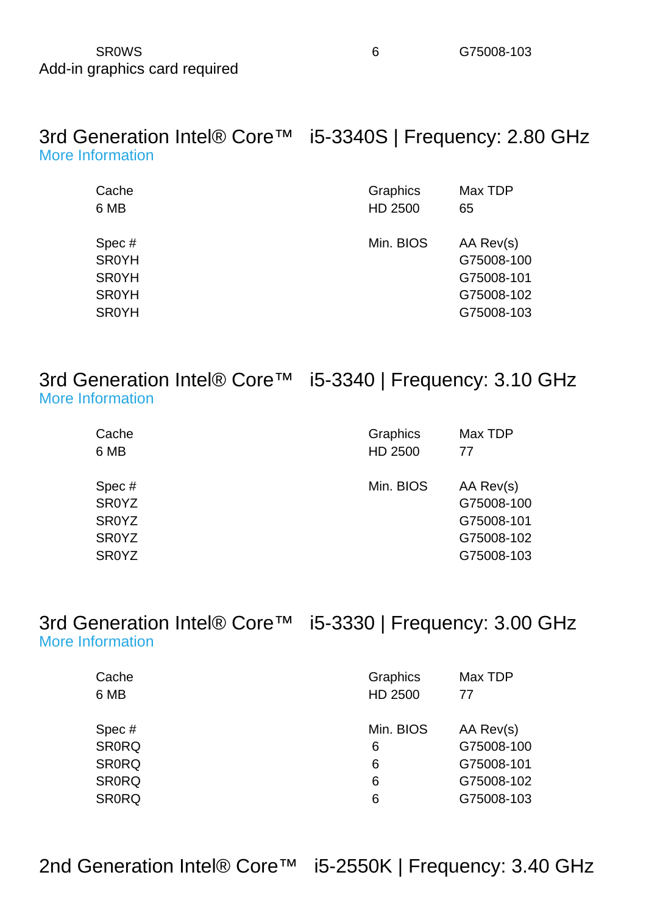| | | |
|---|---|---|
| SR0WS | 6 | G75008-103 |

Add-in graphics card required

## 3rd Generation Intel® Core™ i5-3340S | Frequency: 2.80 GHz

More Information

| Cache | Graphics | Max TDP |
|---|---|---|
| 6 MB | HD 2500 | 65 |

| Spec # | Min. BIOS | AA Rev(s) |
|---|---|---|
| SR0YH | | G75008-100 |
| SR0YH | | G75008-101 |
| SR0YH | | G75008-102 |
| SR0YH | | G75008-103 |

## 3rd Generation Intel® Core™ i5-3340 | Frequency: 3.10 GHz

More Information

| Cache | Graphics | Max TDP |
|---|---|---|
| 6 MB | HD 2500 | 77 |

| Spec # | Min. BIOS | AA Rev(s) |
|---|---|---|
| SR0YZ | | G75008-100 |
| SR0YZ | | G75008-101 |
| SR0YZ | | G75008-102 |
| SR0YZ | | G75008-103 |

## 3rd Generation Intel® Core™ i5-3330 | Frequency: 3.00 GHz

More Information

| Cache | Graphics | Max TDP |
|---|---|---|
| 6 MB | HD 2500 | 77 |

| Spec # | Min. BIOS | AA Rev(s) |
|---|---|---|
| SR0RQ | 6 | G75008-100 |
| SR0RQ | 6 | G75008-101 |
| SR0RQ | 6 | G75008-102 |
| SR0RQ | 6 | G75008-103 |

## 2nd Generation Intel® Core™ i5-2550K | Frequency: 3.40 GHz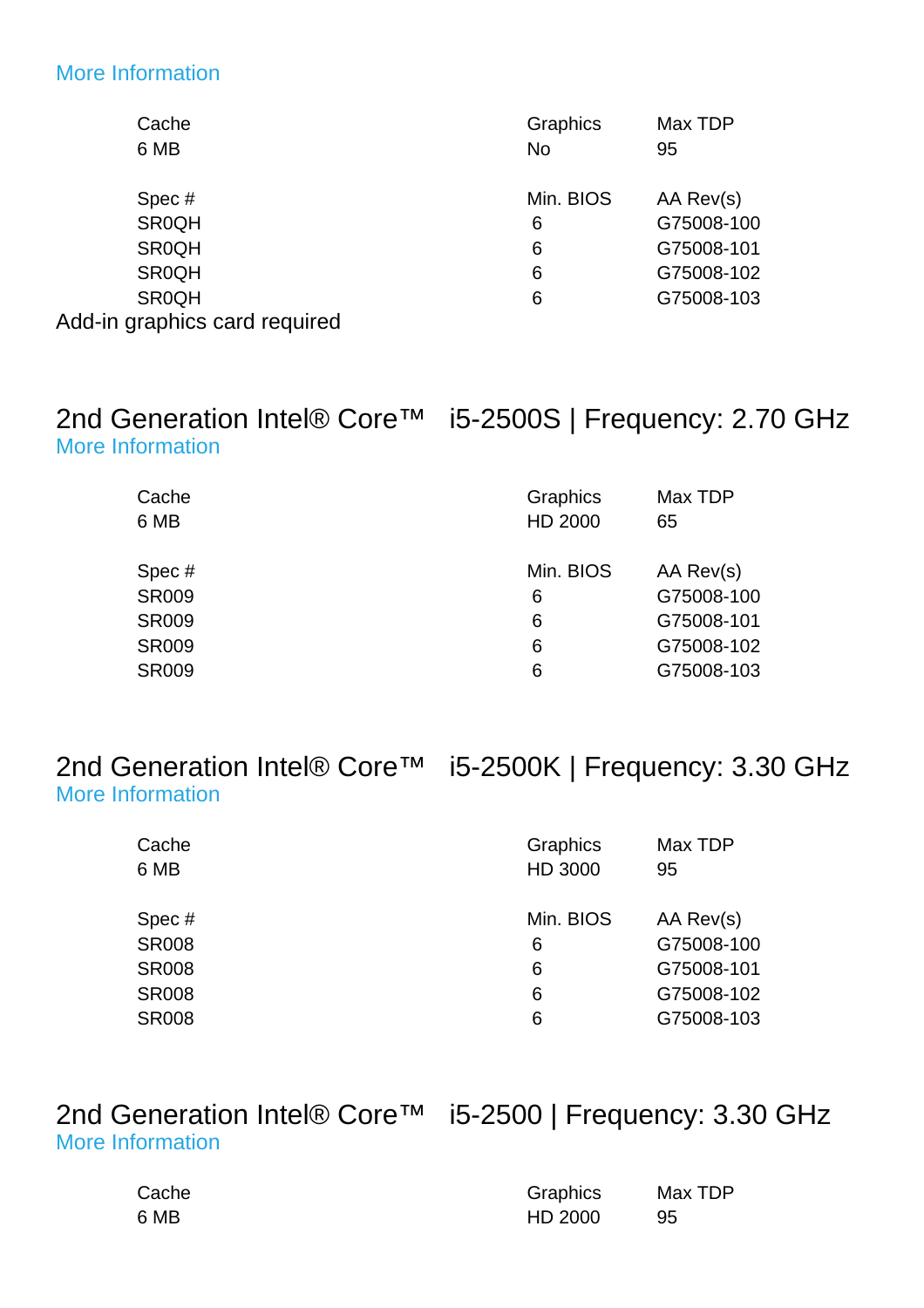More Information

| Cache | Graphics | Max TDP |
|---|---|---|
| 6 MB | No | 95 |

| Spec # | Min. BIOS | AA Rev(s) |
|---|---|---|
| SR0QH | 6 | G75008-100 |
| SR0QH | 6 | G75008-101 |
| SR0QH | 6 | G75008-102 |
| SR0QH | 6 | G75008-103 |

Add-in graphics card required

## 2nd Generation Intel® Core™ i5-2500S | Frequency: 2.70 GHz

More Information

| Cache | Graphics | Max TDP |
|---|---|---|
| 6 MB | HD 2000 | 65 |

| Spec # | Min. BIOS | AA Rev(s) |
|---|---|---|
| SR009 | 6 | G75008-100 |
| SR009 | 6 | G75008-101 |
| SR009 | 6 | G75008-102 |
| SR009 | 6 | G75008-103 |

## 2nd Generation Intel® Core™ i5-2500K | Frequency: 3.30 GHz

More Information

| Cache | Graphics | Max TDP |
|---|---|---|
| 6 MB | HD 3000 | 95 |

| Spec # | Min. BIOS | AA Rev(s) |
|---|---|---|
| SR008 | 6 | G75008-100 |
| SR008 | 6 | G75008-101 |
| SR008 | 6 | G75008-102 |
| SR008 | 6 | G75008-103 |

## 2nd Generation Intel® Core™ i5-2500 | Frequency: 3.30 GHz

More Information

| Cache | Graphics | Max TDP |
|---|---|---|
| 6 MB | HD 2000 | 95 |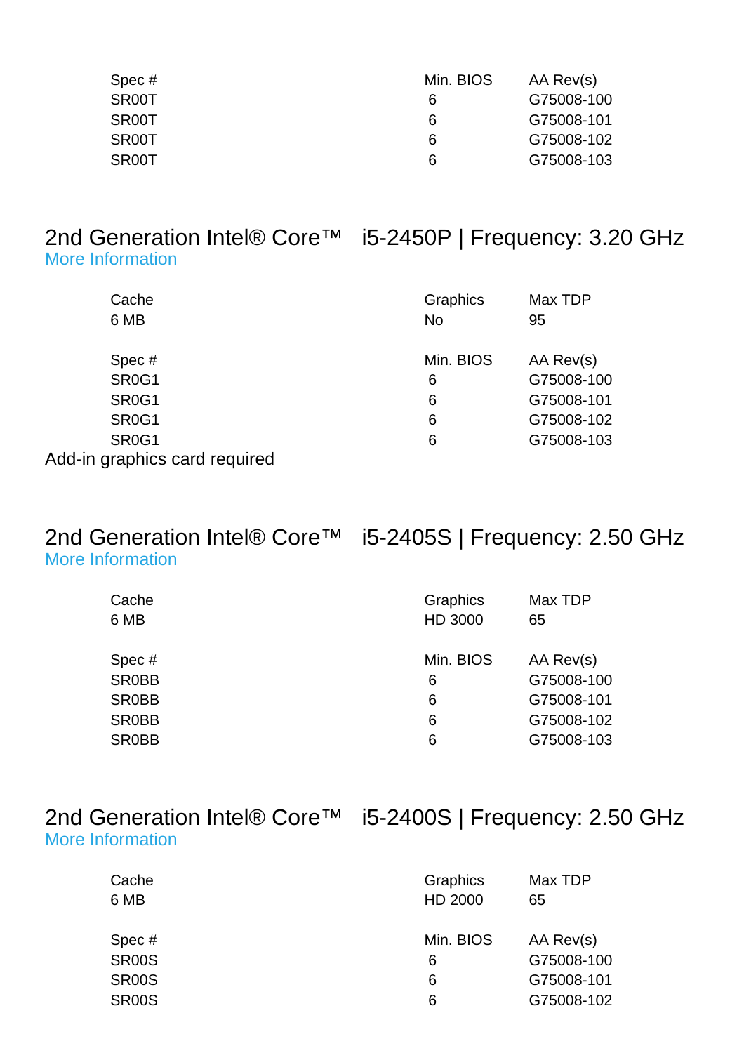| Spec # | Min. BIOS | AA Rev(s) |
|---|---|---|
| SR00T | 6 | G75008-100 |
| SR00T | 6 | G75008-101 |
| SR00T | 6 | G75008-102 |
| SR00T | 6 | G75008-103 |

## 2nd Generation Intel® Core™ i5-2450P | Frequency: 3.20 GHz

More Information

| Cache | Graphics | Max TDP |
|---|---|---|
| 6 MB | No | 95 |

| Spec # | Min. BIOS | AA Rev(s) |
|---|---|---|
| SR0G1 | 6 | G75008-100 |
| SR0G1 | 6 | G75008-101 |
| SR0G1 | 6 | G75008-102 |
| SR0G1 | 6 | G75008-103 |

Add-in graphics card required

## 2nd Generation Intel® Core™ i5-2405S | Frequency: 2.50 GHz

More Information

| Cache | Graphics | Max TDP |
|---|---|---|
| 6 MB | HD 3000 | 65 |

| Spec # | Min. BIOS | AA Rev(s) |
|---|---|---|
| SR0BB | 6 | G75008-100 |
| SR0BB | 6 | G75008-101 |
| SR0BB | 6 | G75008-102 |
| SR0BB | 6 | G75008-103 |

## 2nd Generation Intel® Core™ i5-2400S | Frequency: 2.50 GHz

More Information

| Cache | Graphics | Max TDP |
|---|---|---|
| 6 MB | HD 2000 | 65 |

| Spec # | Min. BIOS | AA Rev(s) |
|---|---|---|
| SR00S | 6 | G75008-100 |
| SR00S | 6 | G75008-101 |
| SR00S | 6 | G75008-102 |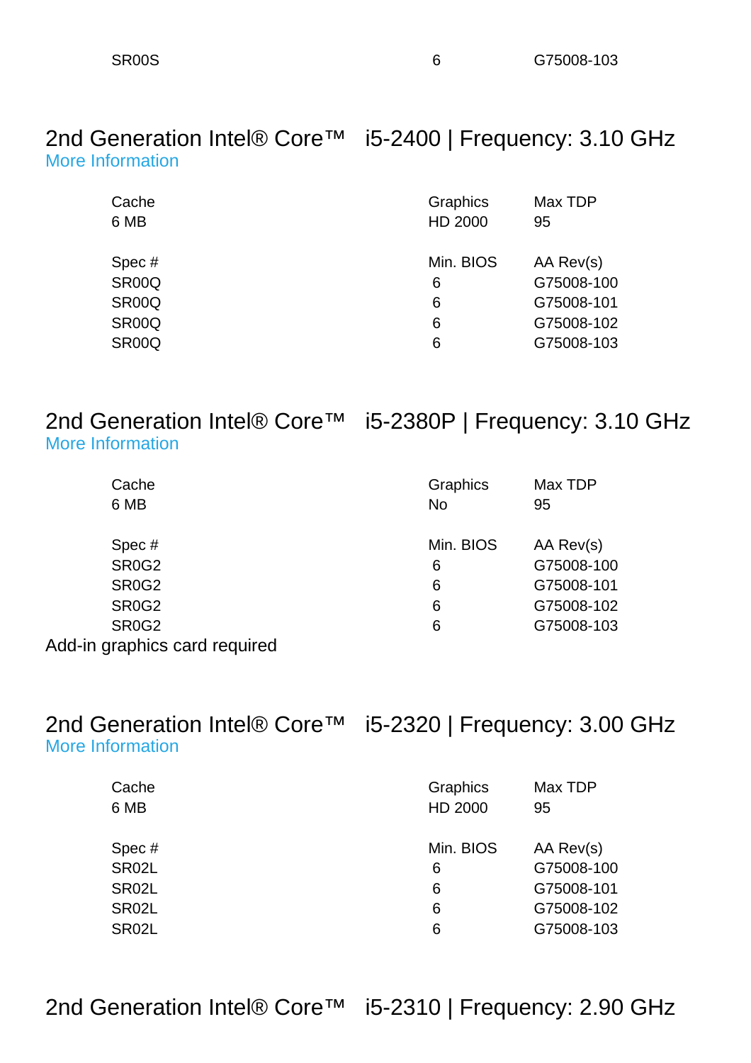| | | |
|---|---|---|
| SR00S | 6 | G75008-103 |

## 2nd Generation Intel® Core™ i5-2400 | Frequency: 3.10 GHz

More Information

| Cache | Graphics | Max TDP |
|---|---|---|
| 6 MB | HD 2000 | 95 |

| Spec # | Min. BIOS | AA Rev(s) |
|---|---|---|
| SR00Q | 6 | G75008-100 |
| SR00Q | 6 | G75008-101 |
| SR00Q | 6 | G75008-102 |
| SR00Q | 6 | G75008-103 |

## 2nd Generation Intel® Core™ i5-2380P | Frequency: 3.10 GHz

More Information

| Cache | Graphics | Max TDP |
|---|---|---|
| 6 MB | No | 95 |

| Spec # | Min. BIOS | AA Rev(s) |
|---|---|---|
| SR0G2 | 6 | G75008-100 |
| SR0G2 | 6 | G75008-101 |
| SR0G2 | 6 | G75008-102 |
| SR0G2 | 6 | G75008-103 |

Add-in graphics card required

## 2nd Generation Intel® Core™ i5-2320 | Frequency: 3.00 GHz

More Information

| Cache | Graphics | Max TDP |
|---|---|---|
| 6 MB | HD 2000 | 95 |

| Spec # | Min. BIOS | AA Rev(s) |
|---|---|---|
| SR02L | 6 | G75008-100 |
| SR02L | 6 | G75008-101 |
| SR02L | 6 | G75008-102 |
| SR02L | 6 | G75008-103 |

## 2nd Generation Intel® Core™ i5-2310 | Frequency: 2.90 GHz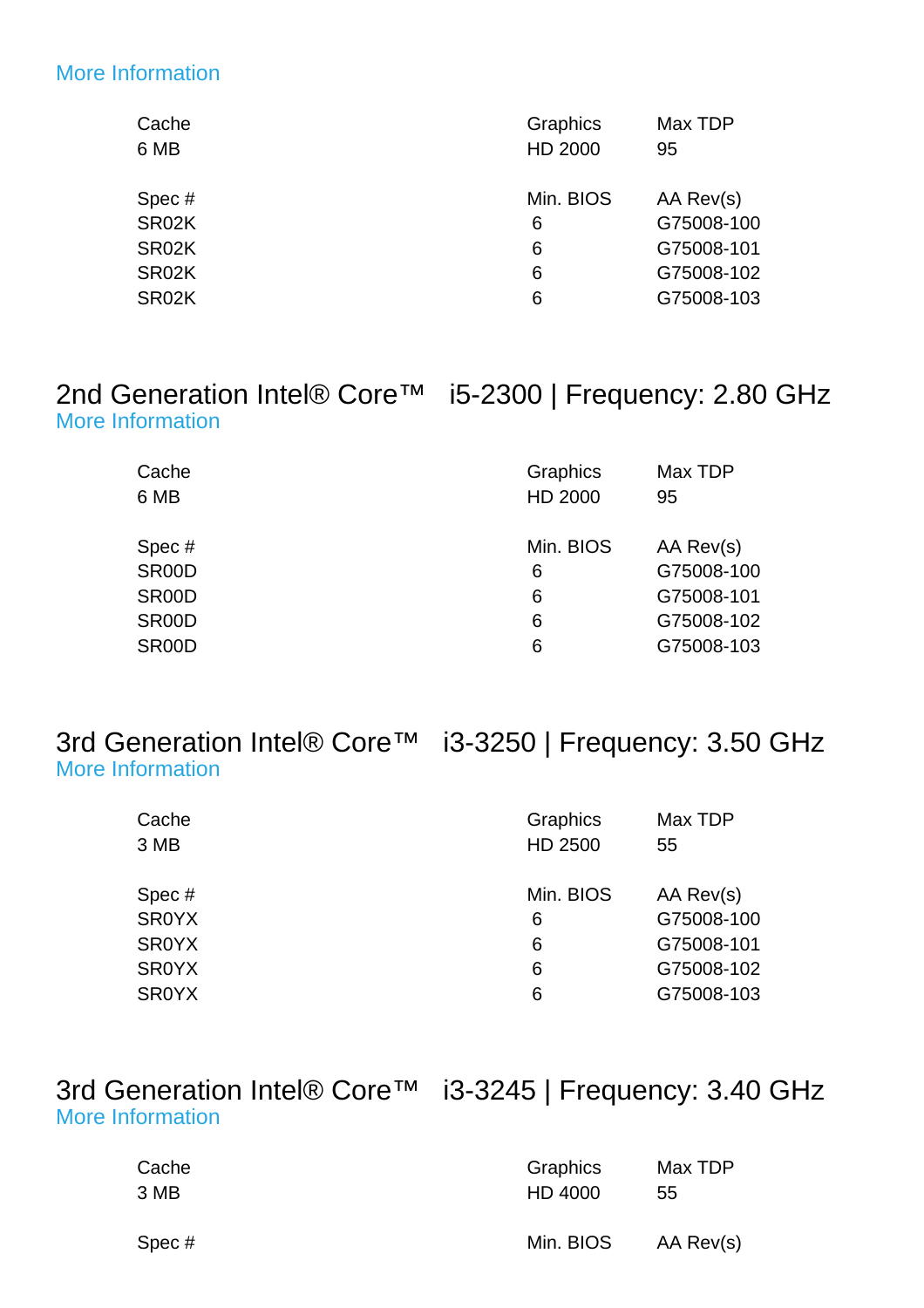More Information

| Cache | Graphics | Max TDP |
|---|---|---|
| 6 MB | HD 2000 | 95 |

| Spec # | Min. BIOS | AA Rev(s) |
|---|---|---|
| SR02K | 6 | G75008-100 |
| SR02K | 6 | G75008-101 |
| SR02K | 6 | G75008-102 |
| SR02K | 6 | G75008-103 |

## 2nd Generation Intel® Core™ i5-2300 | Frequency: 2.80 GHz

More Information

| Cache | Graphics | Max TDP |
|---|---|---|
| 6 MB | HD 2000 | 95 |

| Spec # | Min. BIOS | AA Rev(s) |
|---|---|---|
| SR00D | 6 | G75008-100 |
| SR00D | 6 | G75008-101 |
| SR00D | 6 | G75008-102 |
| SR00D | 6 | G75008-103 |

## 3rd Generation Intel® Core™ i3-3250 | Frequency: 3.50 GHz

More Information

| Cache | Graphics | Max TDP |
|---|---|---|
| 3 MB | HD 2500 | 55 |

| Spec # | Min. BIOS | AA Rev(s) |
|---|---|---|
| SR0YX | 6 | G75008-100 |
| SR0YX | 6 | G75008-101 |
| SR0YX | 6 | G75008-102 |
| SR0YX | 6 | G75008-103 |

## 3rd Generation Intel® Core™ i3-3245 | Frequency: 3.40 GHz

More Information

| Cache | Graphics | Max TDP |
|---|---|---|
| 3 MB | HD 4000 | 55 |

| Spec # | Min. BIOS | AA Rev(s) |
|---|---|---|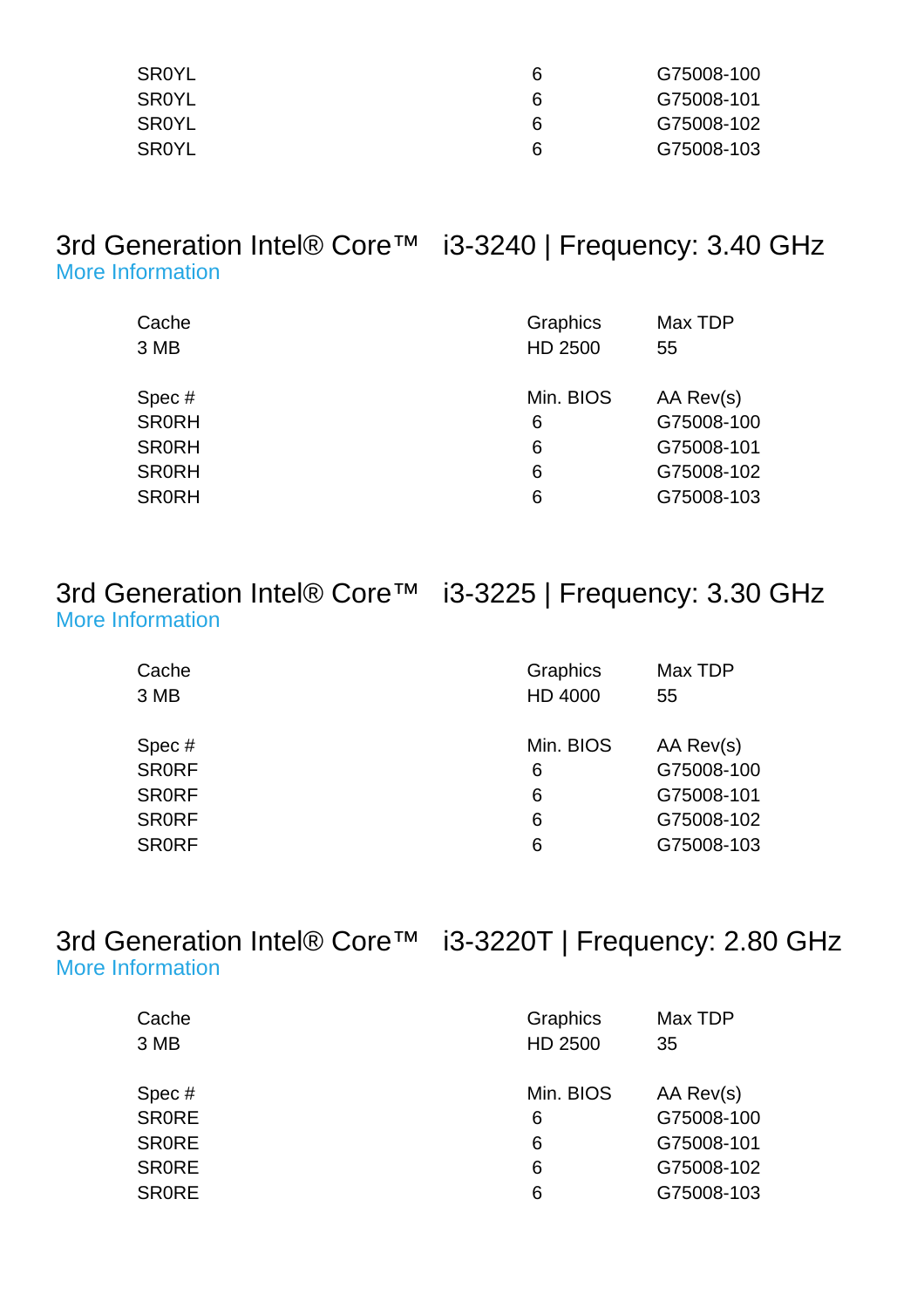| | | |
|---|---|---|
| SR0YL | 6 | G75008-100 |
| SR0YL | 6 | G75008-101 |
| SR0YL | 6 | G75008-102 |
| SR0YL | 6 | G75008-103 |

## 3rd Generation Intel® Core™ i3-3240 | Frequency: 3.40 GHz

More Information

| Cache | Graphics | Max TDP |
|---|---|---|
| 3 MB | HD 2500 | 55 |

| Spec # | Min. BIOS | AA Rev(s) |
|---|---|---|
| SR0RH | 6 | G75008-100 |
| SR0RH | 6 | G75008-101 |
| SR0RH | 6 | G75008-102 |
| SR0RH | 6 | G75008-103 |

## 3rd Generation Intel® Core™ i3-3225 | Frequency: 3.30 GHz

More Information

| Cache | Graphics | Max TDP |
|---|---|---|
| 3 MB | HD 4000 | 55 |

| Spec # | Min. BIOS | AA Rev(s) |
|---|---|---|
| SR0RF | 6 | G75008-100 |
| SR0RF | 6 | G75008-101 |
| SR0RF | 6 | G75008-102 |
| SR0RF | 6 | G75008-103 |

## 3rd Generation Intel® Core™ i3-3220T | Frequency: 2.80 GHz

More Information

| Cache | Graphics | Max TDP |
|---|---|---|
| 3 MB | HD 2500 | 35 |

| Spec # | Min. BIOS | AA Rev(s) |
|---|---|---|
| SR0RE | 6 | G75008-100 |
| SR0RE | 6 | G75008-101 |
| SR0RE | 6 | G75008-102 |
| SR0RE | 6 | G75008-103 |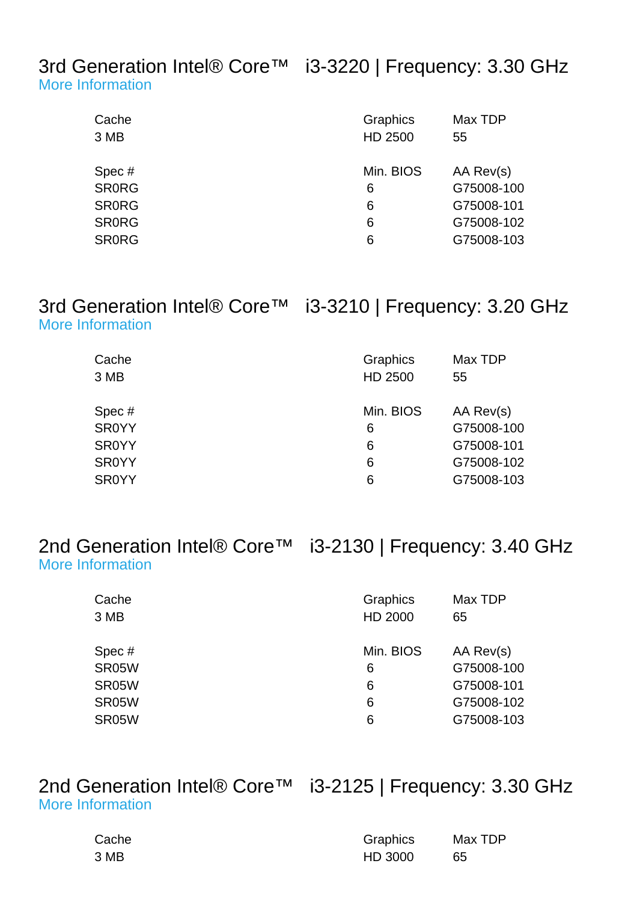## 3rd Generation Intel® Core™ i3-3220 | Frequency: 3.30 GHz

More Information

| Cache | Graphics | Max TDP |
|---|---|---|
| 3 MB | HD 2500 | 55 |

| Spec # | Min. BIOS | AA Rev(s) |
|---|---|---|
| SR0RG | 6 | G75008-100 |
| SR0RG | 6 | G75008-101 |
| SR0RG | 6 | G75008-102 |
| SR0RG | 6 | G75008-103 |

## 3rd Generation Intel® Core™ i3-3210 | Frequency: 3.20 GHz

More Information

| Cache | Graphics | Max TDP |
|---|---|---|
| 3 MB | HD 2500 | 55 |

| Spec # | Min. BIOS | AA Rev(s) |
|---|---|---|
| SR0YY | 6 | G75008-100 |
| SR0YY | 6 | G75008-101 |
| SR0YY | 6 | G75008-102 |
| SR0YY | 6 | G75008-103 |

## 2nd Generation Intel® Core™ i3-2130 | Frequency: 3.40 GHz

More Information

| Cache | Graphics | Max TDP |
|---|---|---|
| 3 MB | HD 2000 | 65 |

| Spec # | Min. BIOS | AA Rev(s) |
|---|---|---|
| SR05W | 6 | G75008-100 |
| SR05W | 6 | G75008-101 |
| SR05W | 6 | G75008-102 |
| SR05W | 6 | G75008-103 |

## 2nd Generation Intel® Core™ i3-2125 | Frequency: 3.30 GHz

More Information

| Cache | Graphics | Max TDP |
|---|---|---|
| 3 MB | HD 3000 | 65 |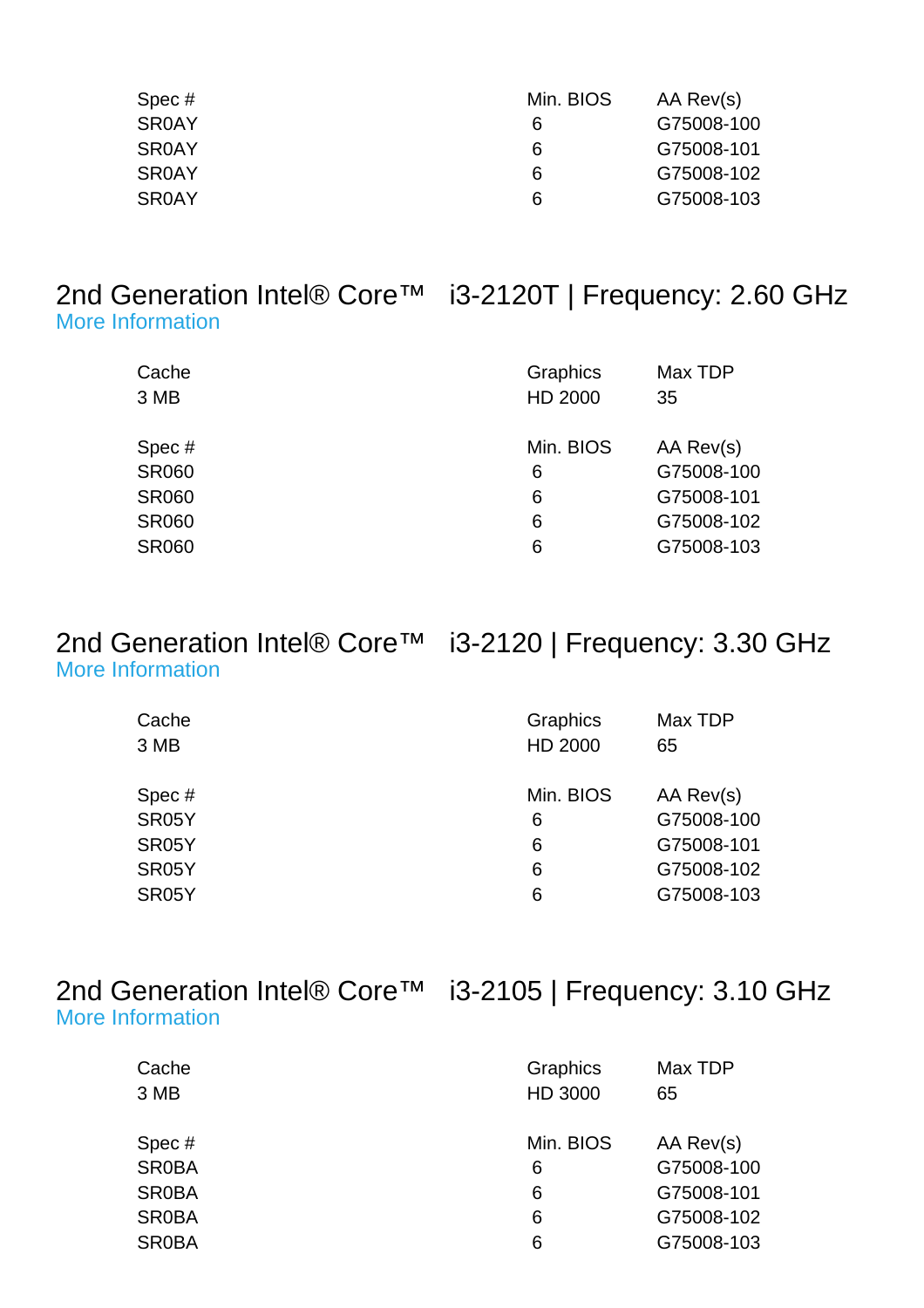| Spec # | Min. BIOS | AA Rev(s) |
| --- | --- | --- |
| SR0AY | 6 | G75008-100 |
| SR0AY | 6 | G75008-101 |
| SR0AY | 6 | G75008-102 |
| SR0AY | 6 | G75008-103 |

## 2nd Generation Intel® Core™ i3-2120T | Frequency: 2.60 GHz

More Information

| Cache | Graphics | Max TDP |
| --- | --- | --- |
| 3 MB | HD 2000 | 35 |

| Spec # | Min. BIOS | AA Rev(s) |
| --- | --- | --- |
| SR060 | 6 | G75008-100 |
| SR060 | 6 | G75008-101 |
| SR060 | 6 | G75008-102 |
| SR060 | 6 | G75008-103 |

## 2nd Generation Intel® Core™ i3-2120 | Frequency: 3.30 GHz

More Information

| Cache | Graphics | Max TDP |
| --- | --- | --- |
| 3 MB | HD 2000 | 65 |

| Spec # | Min. BIOS | AA Rev(s) |
| --- | --- | --- |
| SR05Y | 6 | G75008-100 |
| SR05Y | 6 | G75008-101 |
| SR05Y | 6 | G75008-102 |
| SR05Y | 6 | G75008-103 |

## 2nd Generation Intel® Core™ i3-2105 | Frequency: 3.10 GHz

More Information

| Cache | Graphics | Max TDP |
| --- | --- | --- |
| 3 MB | HD 3000 | 65 |

| Spec # | Min. BIOS | AA Rev(s) |
| --- | --- | --- |
| SR0BA | 6 | G75008-100 |
| SR0BA | 6 | G75008-101 |
| SR0BA | 6 | G75008-102 |
| SR0BA | 6 | G75008-103 |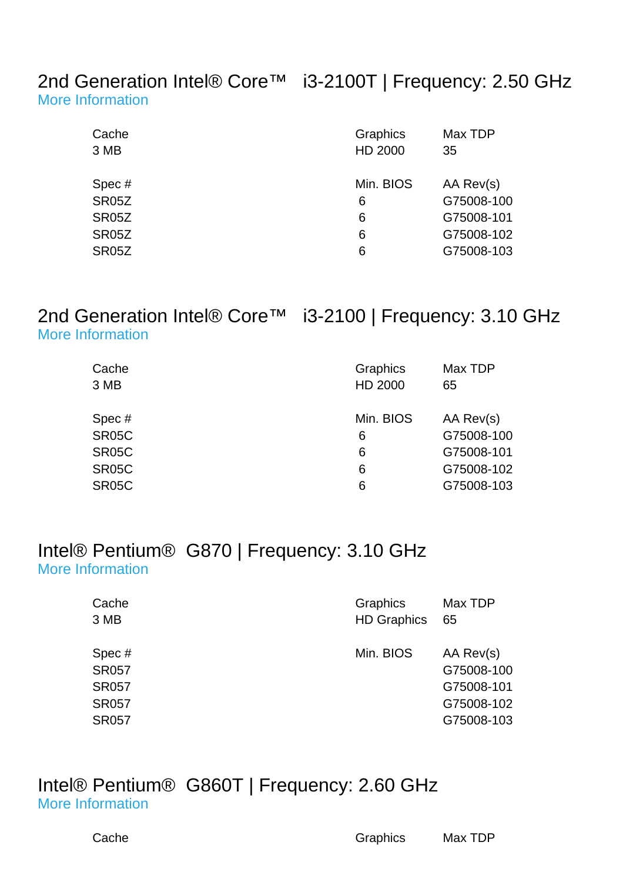## 2nd Generation Intel® Core™ i3-2100T | Frequency: 2.50 GHz

More Information

| Cache | Graphics | Max TDP |
|---|---|---|
| 3 MB | HD 2000 | 35 |

| Spec # | Min. BIOS | AA Rev(s) |
|---|---|---|
| SR05Z | 6 | G75008-100 |
| SR05Z | 6 | G75008-101 |
| SR05Z | 6 | G75008-102 |
| SR05Z | 6 | G75008-103 |

## 2nd Generation Intel® Core™ i3-2100 | Frequency: 3.10 GHz

More Information

| Cache | Graphics | Max TDP |
|---|---|---|
| 3 MB | HD 2000 | 65 |

| Spec # | Min. BIOS | AA Rev(s) |
|---|---|---|
| SR05C | 6 | G75008-100 |
| SR05C | 6 | G75008-101 |
| SR05C | 6 | G75008-102 |
| SR05C | 6 | G75008-103 |

## Intel® Pentium® G870 | Frequency: 3.10 GHz

More Information

| Cache | Graphics | Max TDP |
|---|---|---|
| 3 MB | HD Graphics | 65 |

| Spec # | Min. BIOS | AA Rev(s) |
|---|---|---|
| SR057 | | G75008-100 |
| SR057 | | G75008-101 |
| SR057 | | G75008-102 |
| SR057 | | G75008-103 |

## Intel® Pentium® G860T | Frequency: 2.60 GHz

More Information

| Cache | Graphics | Max TDP |
|---|---|---|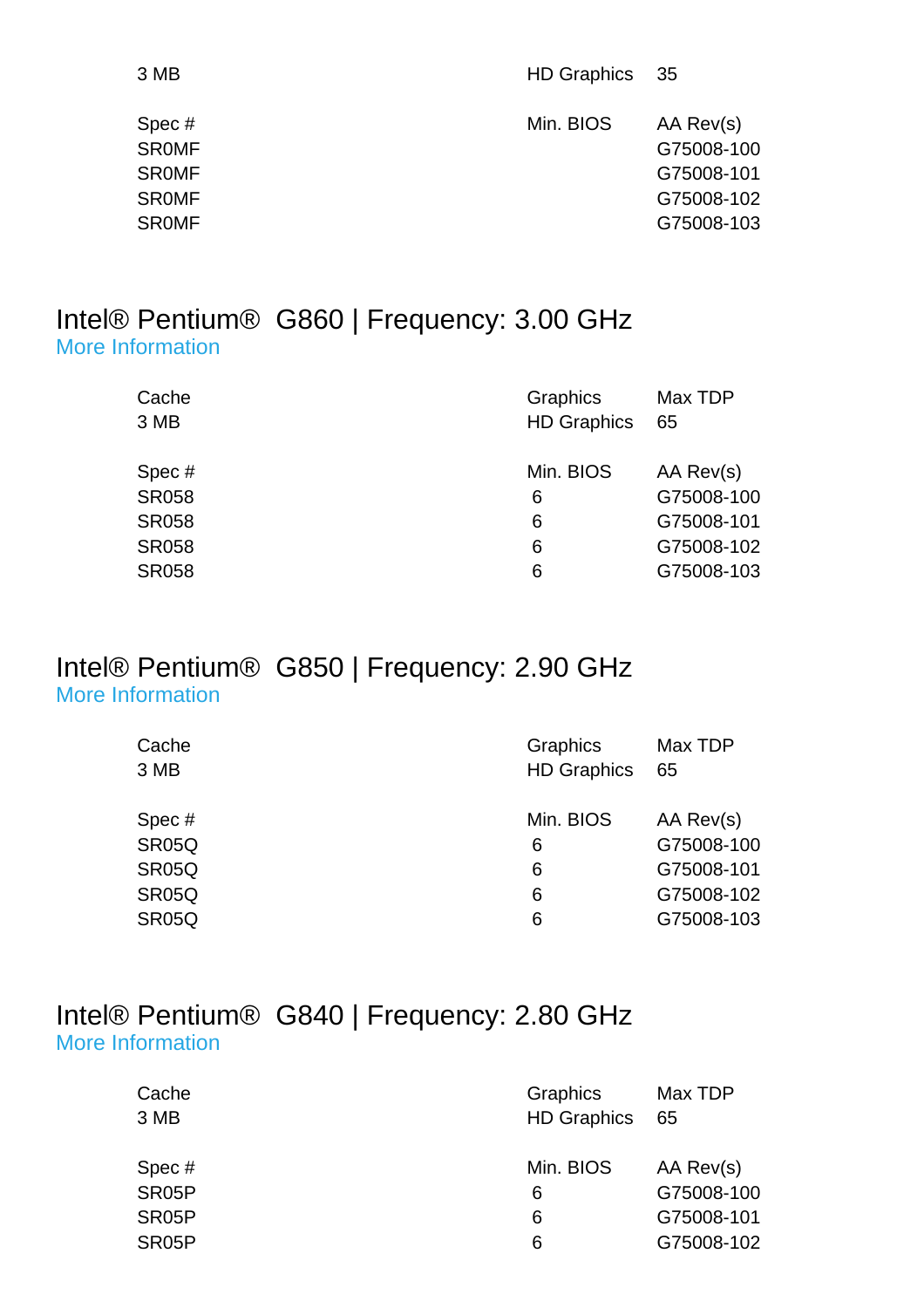| | | |
|---|---|---|
| 3 MB | HD Graphics | 35 |

| Spec # | Min. BIOS | AA Rev(s) |
|---|---|---|
| SR0MF | | G75008-100 |
| SR0MF | | G75008-101 |
| SR0MF | | G75008-102 |
| SR0MF | | G75008-103 |

## Intel® Pentium® G860 | Frequency: 3.00 GHz

More Information

| Cache | Graphics | Max TDP |
|---|---|---|
| 3 MB | HD Graphics | 65 |

| Spec # | Min. BIOS | AA Rev(s) |
|---|---|---|
| SR058 | 6 | G75008-100 |
| SR058 | 6 | G75008-101 |
| SR058 | 6 | G75008-102 |
| SR058 | 6 | G75008-103 |

## Intel® Pentium® G850 | Frequency: 2.90 GHz

More Information

| Cache | Graphics | Max TDP |
|---|---|---|
| 3 MB | HD Graphics | 65 |

| Spec # | Min. BIOS | AA Rev(s) |
|---|---|---|
| SR05Q | 6 | G75008-100 |
| SR05Q | 6 | G75008-101 |
| SR05Q | 6 | G75008-102 |
| SR05Q | 6 | G75008-103 |

## Intel® Pentium® G840 | Frequency: 2.80 GHz

More Information

| Cache | Graphics | Max TDP |
|---|---|---|
| 3 MB | HD Graphics | 65 |

| Spec # | Min. BIOS | AA Rev(s) |
|---|---|---|
| SR05P | 6 | G75008-100 |
| SR05P | 6 | G75008-101 |
| SR05P | 6 | G75008-102 |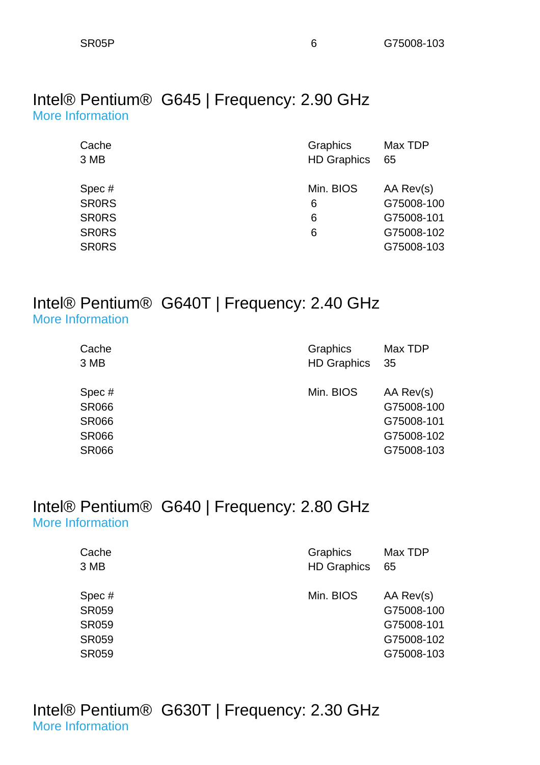| SR05P | 6 | G75008-103 |
|---|---|---|

## Intel® Pentium® G645 | Frequency: 2.90 GHz

More Information

| Cache | Graphics | Max TDP |
|---|---|---|
| 3 MB | HD Graphics | 65 |

| Spec # | Min. BIOS | AA Rev(s) |
|---|---|---|
| SR0RS | 6 | G75008-100 |
| SR0RS | 6 | G75008-101 |
| SR0RS | 6 | G75008-102 |
| SR0RS | | G75008-103 |

## Intel® Pentium® G640T | Frequency: 2.40 GHz

More Information

| Cache | Graphics | Max TDP |
|---|---|---|
| 3 MB | HD Graphics | 35 |

| Spec # | Min. BIOS | AA Rev(s) |
|---|---|---|
| SR066 | | G75008-100 |
| SR066 | | G75008-101 |
| SR066 | | G75008-102 |
| SR066 | | G75008-103 |

## Intel® Pentium® G640 | Frequency: 2.80 GHz

More Information

| Cache | Graphics | Max TDP |
|---|---|---|
| 3 MB | HD Graphics | 65 |

| Spec # | Min. BIOS | AA Rev(s) |
|---|---|---|
| SR059 | | G75008-100 |
| SR059 | | G75008-101 |
| SR059 | | G75008-102 |
| SR059 | | G75008-103 |

## Intel® Pentium® G630T | Frequency: 2.30 GHz

More Information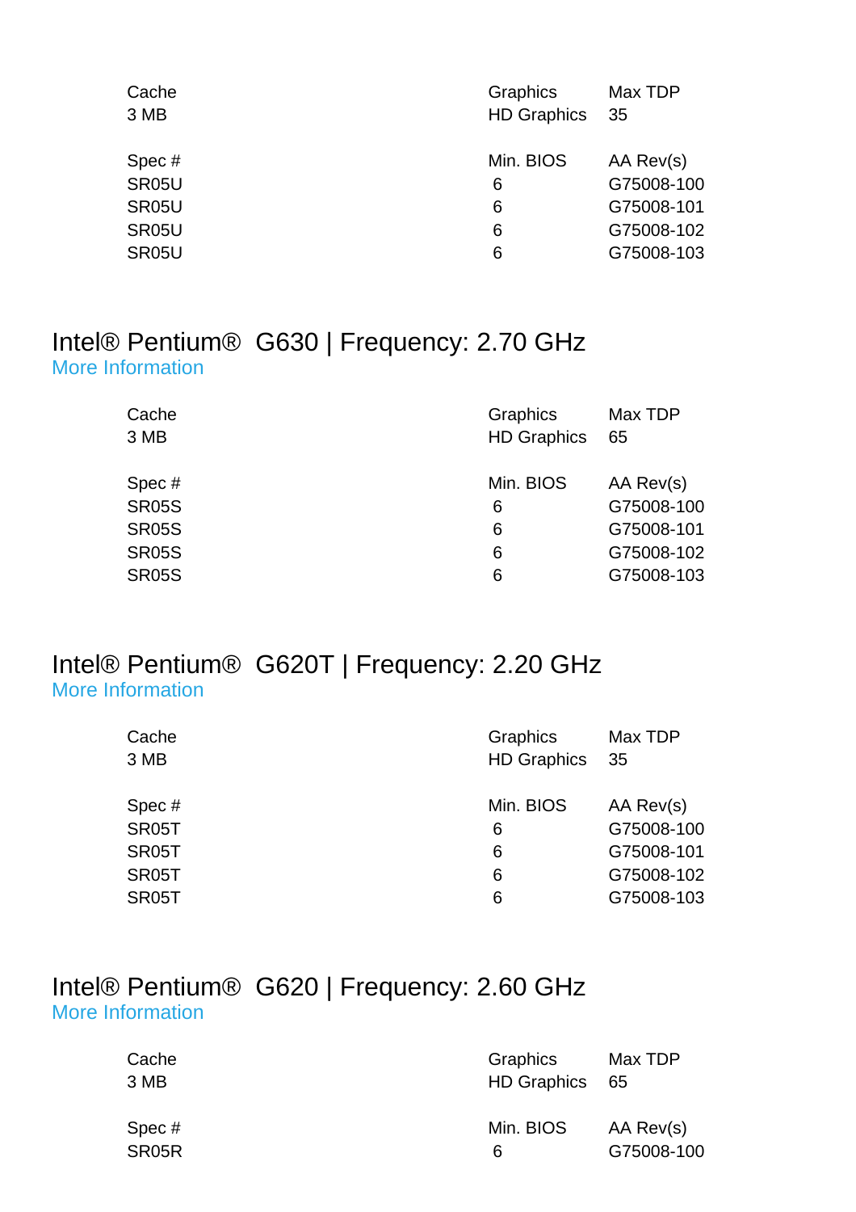| Cache | Graphics | Max TDP |
|---|---|---|
| 3 MB | HD Graphics | 35 |

| Spec # | Min. BIOS | AA Rev(s) |
|---|---|---|
| SR05U | 6 | G75008-100 |
| SR05U | 6 | G75008-101 |
| SR05U | 6 | G75008-102 |
| SR05U | 6 | G75008-103 |

## Intel® Pentium® G630 | Frequency: 2.70 GHz

More Information

| Cache | Graphics | Max TDP |
|---|---|---|
| 3 MB | HD Graphics | 65 |

| Spec # | Min. BIOS | AA Rev(s) |
|---|---|---|
| SR05S | 6 | G75008-100 |
| SR05S | 6 | G75008-101 |
| SR05S | 6 | G75008-102 |
| SR05S | 6 | G75008-103 |

## Intel® Pentium® G620T | Frequency: 2.20 GHz

More Information

| Cache | Graphics | Max TDP |
|---|---|---|
| 3 MB | HD Graphics | 35 |

| Spec # | Min. BIOS | AA Rev(s) |
|---|---|---|
| SR05T | 6 | G75008-100 |
| SR05T | 6 | G75008-101 |
| SR05T | 6 | G75008-102 |
| SR05T | 6 | G75008-103 |

## Intel® Pentium® G620 | Frequency: 2.60 GHz

More Information

| Cache | Graphics | Max TDP |
|---|---|---|
| 3 MB | HD Graphics | 65 |

| Spec # | Min. BIOS | AA Rev(s) |
|---|---|---|
| SR05R | 6 | G75008-100 |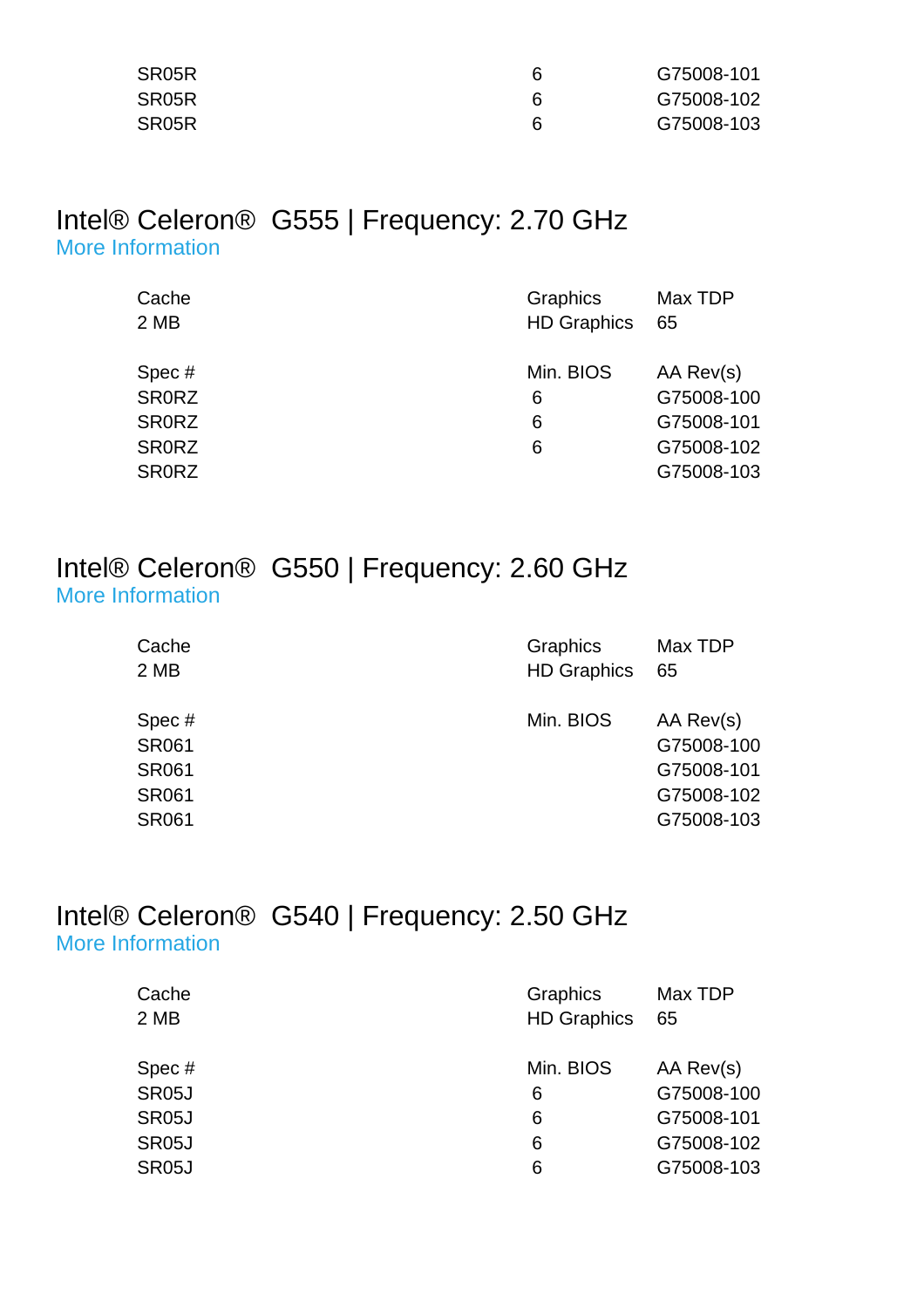| | | |
|---|---|---|
| SR05R | 6 | G75008-101 |
| SR05R | 6 | G75008-102 |
| SR05R | 6 | G75008-103 |

## Intel® Celeron® G555 | Frequency: 2.70 GHz

More Information

| Cache | Graphics | Max TDP |
|---|---|---|
| 2 MB | HD Graphics | 65 |

| Spec # | Min. BIOS | AA Rev(s) |
|---|---|---|
| SR0RZ | 6 | G75008-100 |
| SR0RZ | 6 | G75008-101 |
| SR0RZ | 6 | G75008-102 |
| SR0RZ | | G75008-103 |

## Intel® Celeron® G550 | Frequency: 2.60 GHz

More Information

| Cache | Graphics | Max TDP |
|---|---|---|
| 2 MB | HD Graphics | 65 |

| Spec # | Min. BIOS | AA Rev(s) |
|---|---|---|
| SR061 | | G75008-100 |
| SR061 | | G75008-101 |
| SR061 | | G75008-102 |
| SR061 | | G75008-103 |

## Intel® Celeron® G540 | Frequency: 2.50 GHz

More Information

| Cache | Graphics | Max TDP |
|---|---|---|
| 2 MB | HD Graphics | 65 |

| Spec # | Min. BIOS | AA Rev(s) |
|---|---|---|
| SR05J | 6 | G75008-100 |
| SR05J | 6 | G75008-101 |
| SR05J | 6 | G75008-102 |
| SR05J | 6 | G75008-103 |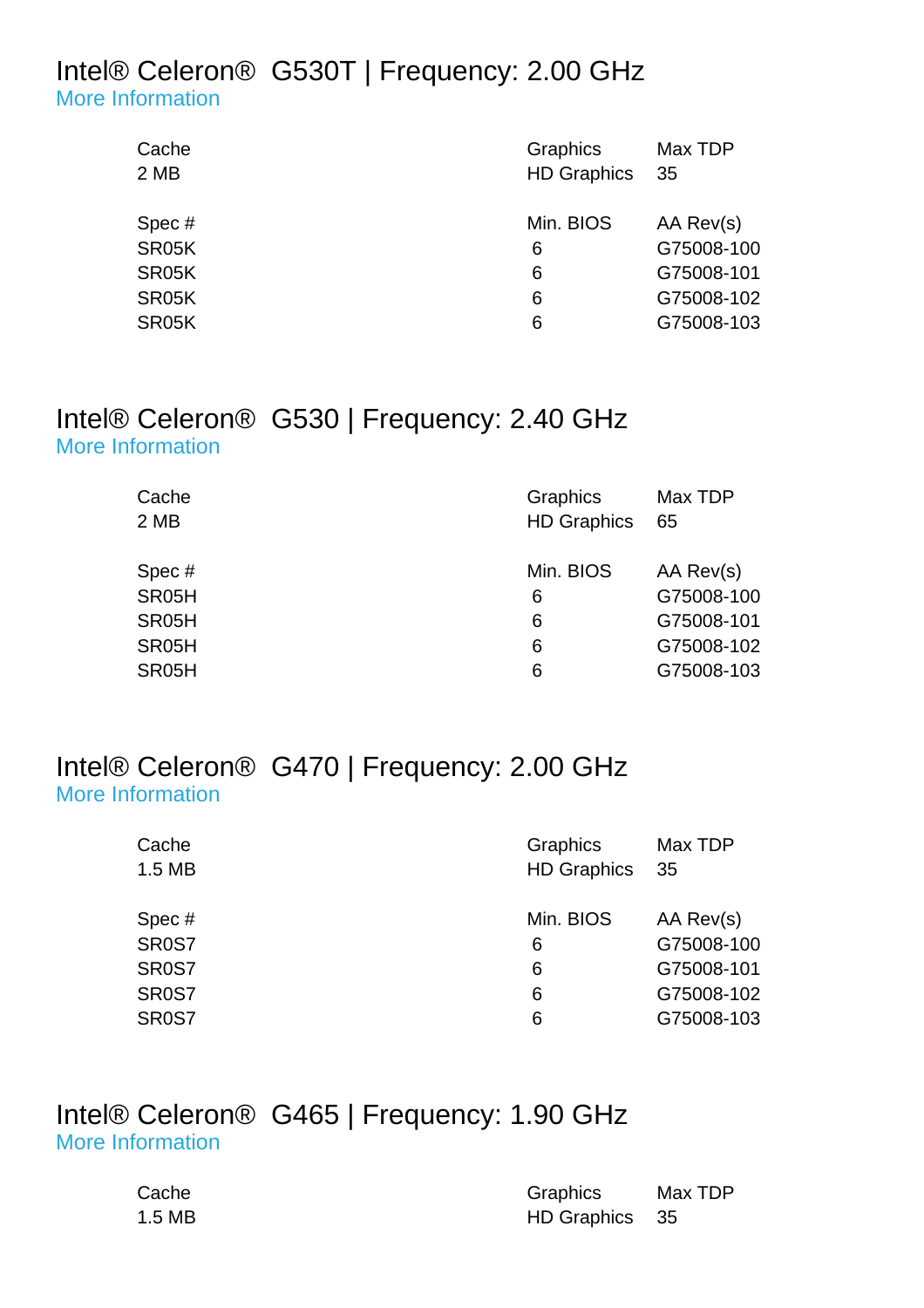## Intel® Celeron® G530T | Frequency: 2.00 GHz

More Information

| Cache | Graphics | Max TDP |
|---|---|---|
| 2 MB | HD Graphics | 35 |

| Spec # | Min. BIOS | AA Rev(s) |
|---|---|---|
| SR05K | 6 | G75008-100 |
| SR05K | 6 | G75008-101 |
| SR05K | 6 | G75008-102 |
| SR05K | 6 | G75008-103 |

## Intel® Celeron® G530 | Frequency: 2.40 GHz

More Information

| Cache | Graphics | Max TDP |
|---|---|---|
| 2 MB | HD Graphics | 65 |

| Spec # | Min. BIOS | AA Rev(s) |
|---|---|---|
| SR05H | 6 | G75008-100 |
| SR05H | 6 | G75008-101 |
| SR05H | 6 | G75008-102 |
| SR05H | 6 | G75008-103 |

## Intel® Celeron® G470 | Frequency: 2.00 GHz

More Information

| Cache | Graphics | Max TDP |
|---|---|---|
| 1.5 MB | HD Graphics | 35 |

| Spec # | Min. BIOS | AA Rev(s) |
|---|---|---|
| SR0S7 | 6 | G75008-100 |
| SR0S7 | 6 | G75008-101 |
| SR0S7 | 6 | G75008-102 |
| SR0S7 | 6 | G75008-103 |

## Intel® Celeron® G465 | Frequency: 1.90 GHz

More Information

| Cache | Graphics | Max TDP |
|---|---|---|
| 1.5 MB | HD Graphics | 35 |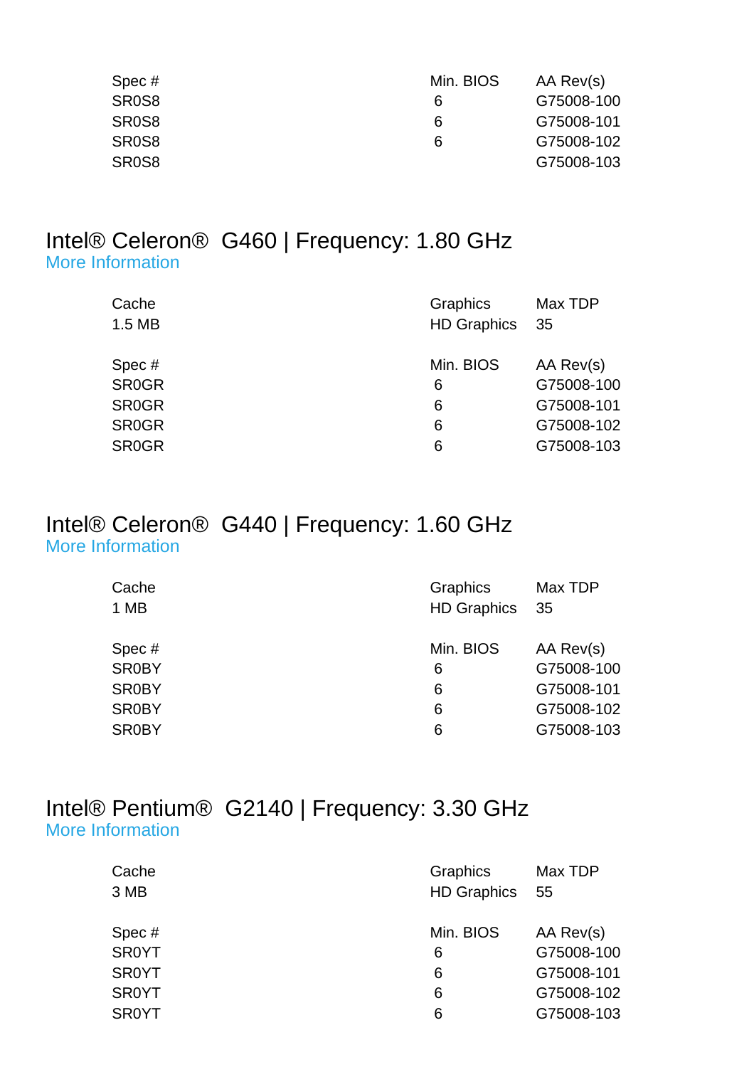| Spec # | Min. BIOS | AA Rev(s) |
| --- | --- | --- |
| SR0S8 | 6 | G75008-100 |
| SR0S8 | 6 | G75008-101 |
| SR0S8 | 6 | G75008-102 |
| SR0S8 | | G75008-103 |

## Intel® Celeron® G460 | Frequency: 1.80 GHz

More Information

| Cache | Graphics | Max TDP |
| --- | --- | --- |
| 1.5 MB | HD Graphics | 35 |

| Spec # | Min. BIOS | AA Rev(s) |
| --- | --- | --- |
| SR0GR | 6 | G75008-100 |
| SR0GR | 6 | G75008-101 |
| SR0GR | 6 | G75008-102 |
| SR0GR | 6 | G75008-103 |

## Intel® Celeron® G440 | Frequency: 1.60 GHz

More Information

| Cache | Graphics | Max TDP |
| --- | --- | --- |
| 1 MB | HD Graphics | 35 |

| Spec # | Min. BIOS | AA Rev(s) |
| --- | --- | --- |
| SR0BY | 6 | G75008-100 |
| SR0BY | 6 | G75008-101 |
| SR0BY | 6 | G75008-102 |
| SR0BY | 6 | G75008-103 |

## Intel® Pentium® G2140 | Frequency: 3.30 GHz

More Information

| Cache | Graphics | Max TDP |
| --- | --- | --- |
| 3 MB | HD Graphics | 55 |

| Spec # | Min. BIOS | AA Rev(s) |
| --- | --- | --- |
| SR0YT | 6 | G75008-100 |
| SR0YT | 6 | G75008-101 |
| SR0YT | 6 | G75008-102 |
| SR0YT | 6 | G75008-103 |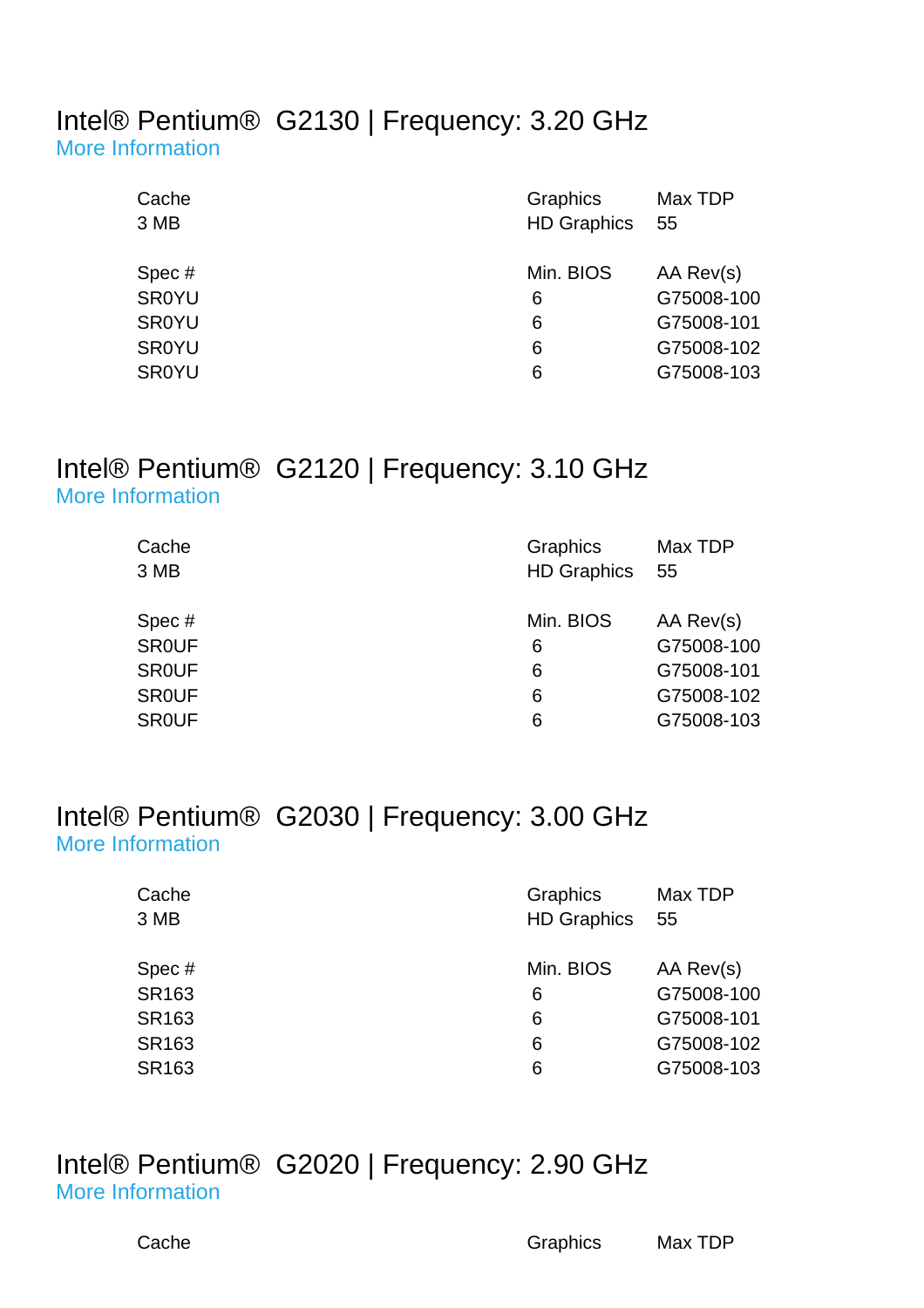## Intel® Pentium® G2130 | Frequency: 3.20 GHz

More Information

| Cache | Graphics | Max TDP |
|---|---|---|
| 3 MB | HD Graphics | 55 |

| Spec # | Min. BIOS | AA Rev(s) |
|---|---|---|
| SR0YU | 6 | G75008-100 |
| SR0YU | 6 | G75008-101 |
| SR0YU | 6 | G75008-102 |
| SR0YU | 6 | G75008-103 |

## Intel® Pentium® G2120 | Frequency: 3.10 GHz

More Information

| Cache | Graphics | Max TDP |
|---|---|---|
| 3 MB | HD Graphics | 55 |

| Spec # | Min. BIOS | AA Rev(s) |
|---|---|---|
| SR0UF | 6 | G75008-100 |
| SR0UF | 6 | G75008-101 |
| SR0UF | 6 | G75008-102 |
| SR0UF | 6 | G75008-103 |

## Intel® Pentium® G2030 | Frequency: 3.00 GHz

More Information

| Cache | Graphics | Max TDP |
|---|---|---|
| 3 MB | HD Graphics | 55 |

| Spec # | Min. BIOS | AA Rev(s) |
|---|---|---|
| SR163 | 6 | G75008-100 |
| SR163 | 6 | G75008-101 |
| SR163 | 6 | G75008-102 |
| SR163 | 6 | G75008-103 |

## Intel® Pentium® G2020 | Frequency: 2.90 GHz

More Information

| Cache | Graphics | Max TDP |
|---|---|---|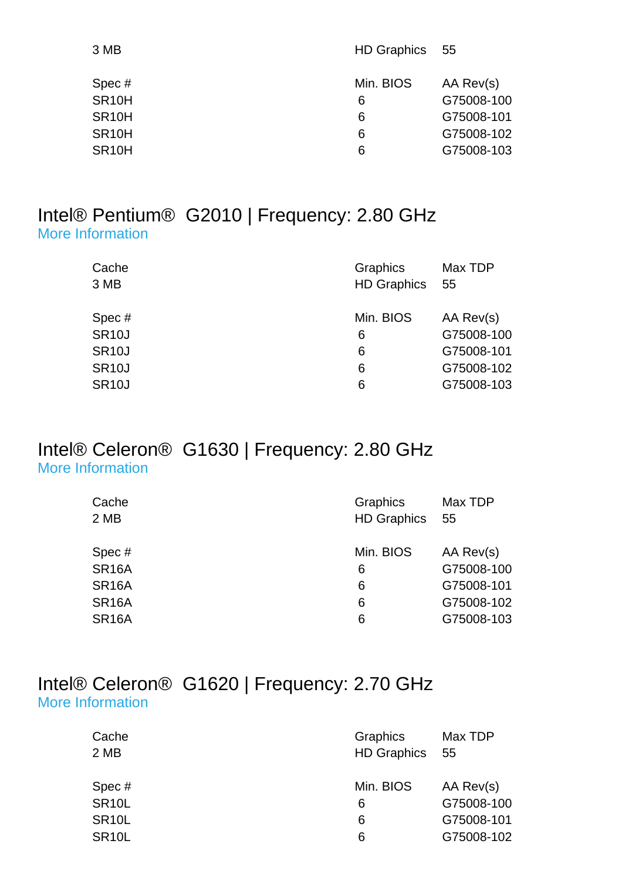| | | |
|---|---|---|
| 3 MB | HD Graphics | 55 |

| Spec # | Min. BIOS | AA Rev(s) |
|---|---|---|
| SR10H | 6 | G75008-100 |
| SR10H | 6 | G75008-101 |
| SR10H | 6 | G75008-102 |
| SR10H | 6 | G75008-103 |

## Intel® Pentium® G2010 | Frequency: 2.80 GHz

More Information

| Cache | Graphics | Max TDP |
|---|---|---|
| 3 MB | HD Graphics | 55 |

| Spec # | Min. BIOS | AA Rev(s) |
|---|---|---|
| SR10J | 6 | G75008-100 |
| SR10J | 6 | G75008-101 |
| SR10J | 6 | G75008-102 |
| SR10J | 6 | G75008-103 |

## Intel® Celeron® G1630 | Frequency: 2.80 GHz

More Information

| Cache | Graphics | Max TDP |
|---|---|---|
| 2 MB | HD Graphics | 55 |

| Spec # | Min. BIOS | AA Rev(s) |
|---|---|---|
| SR16A | 6 | G75008-100 |
| SR16A | 6 | G75008-101 |
| SR16A | 6 | G75008-102 |
| SR16A | 6 | G75008-103 |

## Intel® Celeron® G1620 | Frequency: 2.70 GHz

More Information

| Cache | Graphics | Max TDP |
|---|---|---|
| 2 MB | HD Graphics | 55 |

| Spec # | Min. BIOS | AA Rev(s) |
|---|---|---|
| SR10L | 6 | G75008-100 |
| SR10L | 6 | G75008-101 |
| SR10L | 6 | G75008-102 |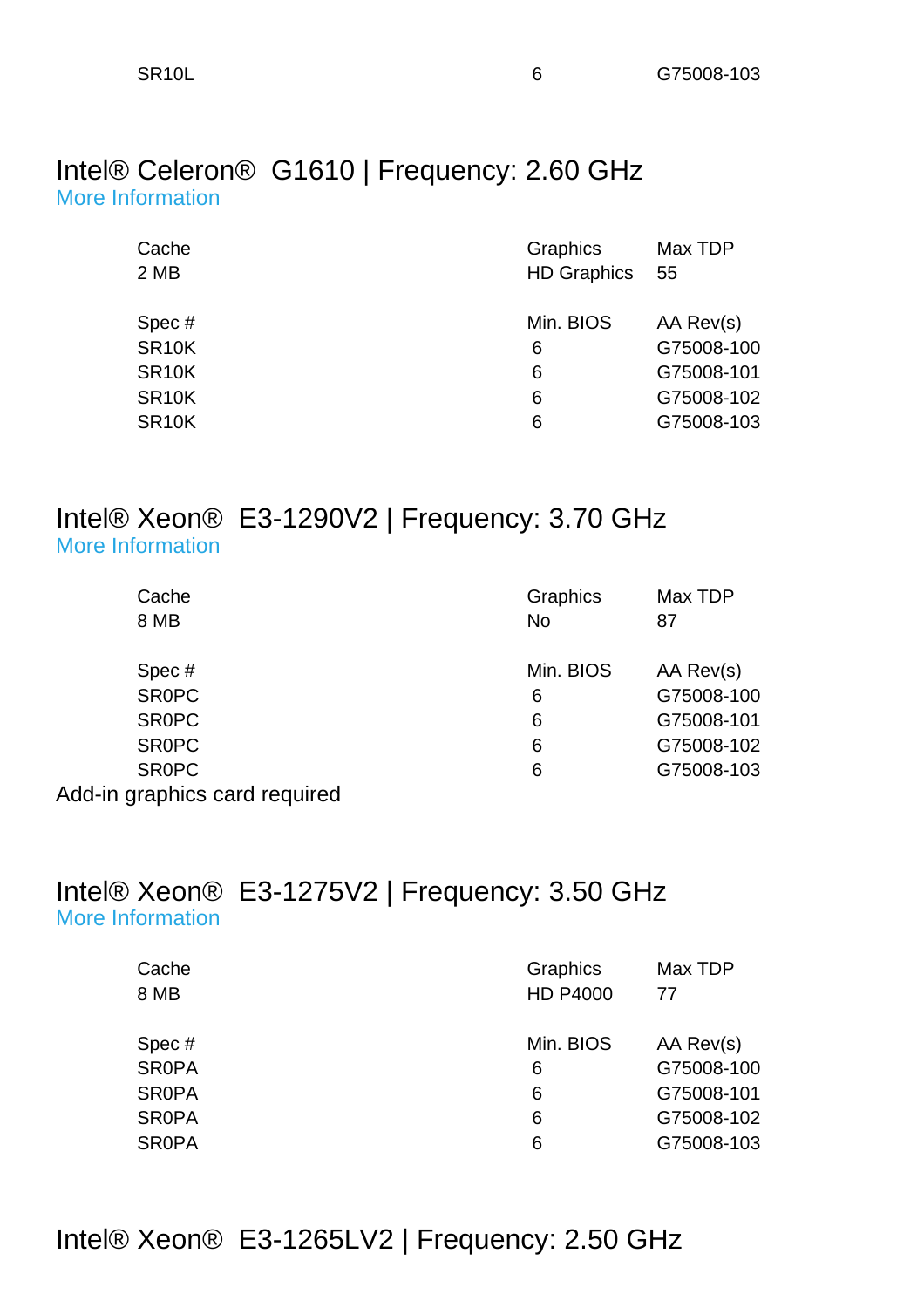| | | |
|---|---|---|
| SR10L | 6 | G75008-103 |

## Intel® Celeron® G1610 | Frequency: 2.60 GHz

More Information

| Cache | Graphics | Max TDP |
|---|---|---|
| 2 MB | HD Graphics | 55 |

| Spec # | Min. BIOS | AA Rev(s) |
|---|---|---|
| SR10K | 6 | G75008-100 |
| SR10K | 6 | G75008-101 |
| SR10K | 6 | G75008-102 |
| SR10K | 6 | G75008-103 |

## Intel® Xeon® E3-1290V2 | Frequency: 3.70 GHz

More Information

| Cache | Graphics | Max TDP |
|---|---|---|
| 8 MB | No | 87 |

| Spec # | Min. BIOS | AA Rev(s) |
|---|---|---|
| SR0PC | 6 | G75008-100 |
| SR0PC | 6 | G75008-101 |
| SR0PC | 6 | G75008-102 |
| SR0PC | 6 | G75008-103 |

Add-in graphics card required

## Intel® Xeon® E3-1275V2 | Frequency: 3.50 GHz

More Information

| Cache | Graphics | Max TDP |
|---|---|---|
| 8 MB | HD P4000 | 77 |

| Spec # | Min. BIOS | AA Rev(s) |
|---|---|---|
| SR0PA | 6 | G75008-100 |
| SR0PA | 6 | G75008-101 |
| SR0PA | 6 | G75008-102 |
| SR0PA | 6 | G75008-103 |

## Intel® Xeon® E3-1265LV2 | Frequency: 2.50 GHz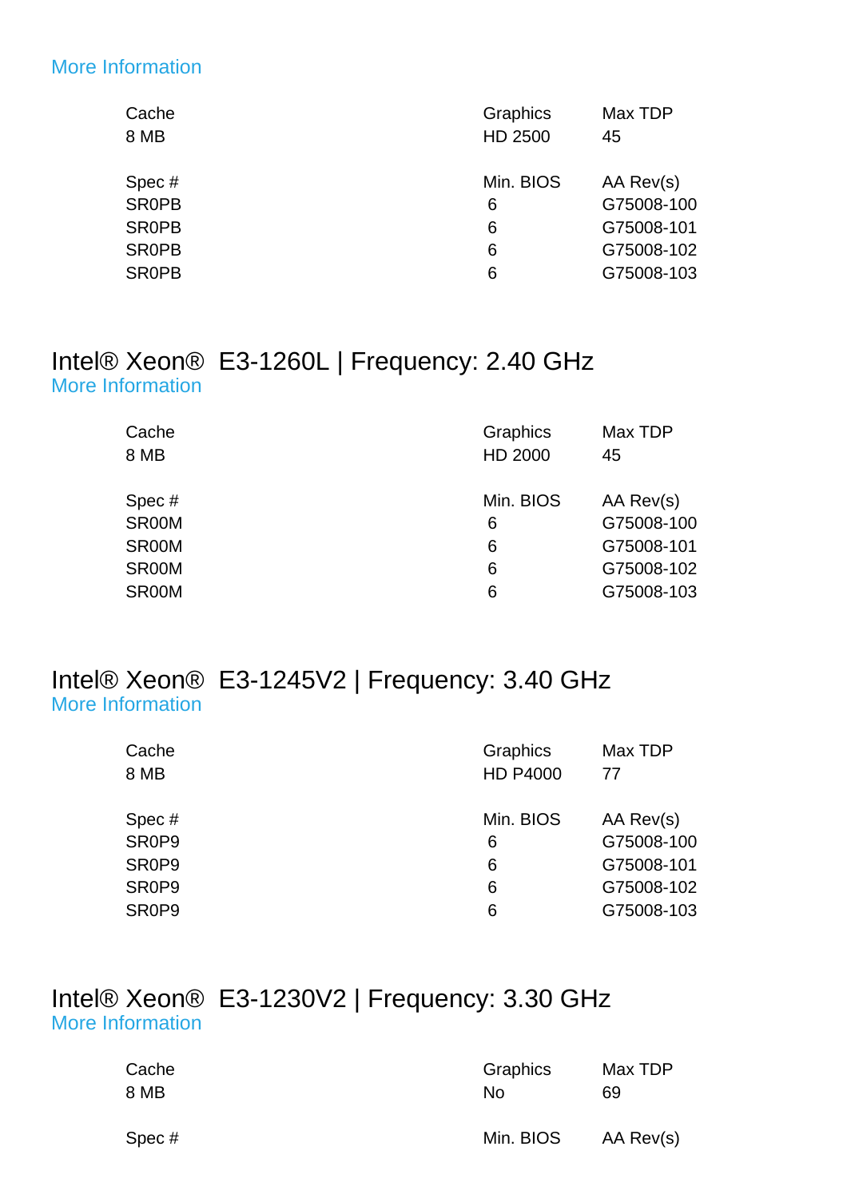More Information

| Cache | Graphics | Max TDP |
|---|---|---|
| 8 MB | HD 2500 | 45 |

| Spec # | Min. BIOS | AA Rev(s) |
|---|---|---|
| SR0PB | 6 | G75008-100 |
| SR0PB | 6 | G75008-101 |
| SR0PB | 6 | G75008-102 |
| SR0PB | 6 | G75008-103 |

## Intel® Xeon® E3-1260L | Frequency: 2.40 GHz

More Information

| Cache | Graphics | Max TDP |
|---|---|---|
| 8 MB | HD 2000 | 45 |

| Spec # | Min. BIOS | AA Rev(s) |
|---|---|---|
| SR00M | 6 | G75008-100 |
| SR00M | 6 | G75008-101 |
| SR00M | 6 | G75008-102 |
| SR00M | 6 | G75008-103 |

## Intel® Xeon® E3-1245V2 | Frequency: 3.40 GHz

More Information

| Cache | Graphics | Max TDP |
|---|---|---|
| 8 MB | HD P4000 | 77 |

| Spec # | Min. BIOS | AA Rev(s) |
|---|---|---|
| SR0P9 | 6 | G75008-100 |
| SR0P9 | 6 | G75008-101 |
| SR0P9 | 6 | G75008-102 |
| SR0P9 | 6 | G75008-103 |

## Intel® Xeon® E3-1230V2 | Frequency: 3.30 GHz

More Information

| Cache | Graphics | Max TDP |
|---|---|---|
| 8 MB | No | 69 |

| Spec # | Min. BIOS | AA Rev(s) |
|---|---|---|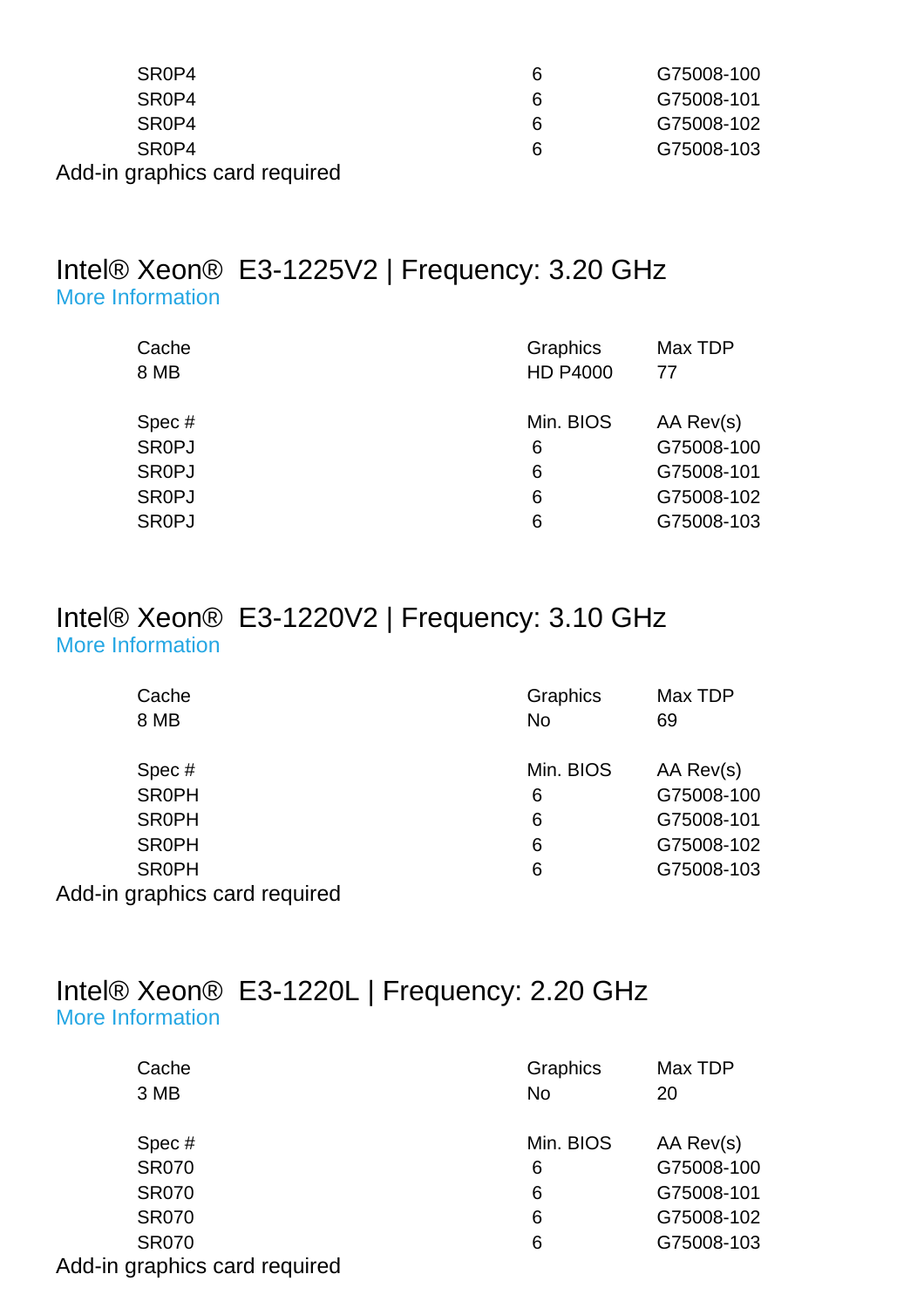| | | |
|---|---|---|
| SR0P4 | 6 | G75008-100 |
| SR0P4 | 6 | G75008-101 |
| SR0P4 | 6 | G75008-102 |
| SR0P4 | 6 | G75008-103 |

Add-in graphics card required

## Intel® Xeon® E3-1225V2 | Frequency: 3.20 GHz

More Information

| Cache | Graphics | Max TDP |
|---|---|---|
| 8 MB | HD P4000 | 77 |

| Spec # | Min. BIOS | AA Rev(s) |
|---|---|---|
| SR0PJ | 6 | G75008-100 |
| SR0PJ | 6 | G75008-101 |
| SR0PJ | 6 | G75008-102 |
| SR0PJ | 6 | G75008-103 |

## Intel® Xeon® E3-1220V2 | Frequency: 3.10 GHz

More Information

| Cache | Graphics | Max TDP |
|---|---|---|
| 8 MB | No | 69 |

| Spec # | Min. BIOS | AA Rev(s) |
|---|---|---|
| SR0PH | 6 | G75008-100 |
| SR0PH | 6 | G75008-101 |
| SR0PH | 6 | G75008-102 |
| SR0PH | 6 | G75008-103 |

Add-in graphics card required

## Intel® Xeon® E3-1220L | Frequency: 2.20 GHz

More Information

| Cache | Graphics | Max TDP |
|---|---|---|
| 3 MB | No | 20 |

| Spec # | Min. BIOS | AA Rev(s) |
|---|---|---|
| SR070 | 6 | G75008-100 |
| SR070 | 6 | G75008-101 |
| SR070 | 6 | G75008-102 |
| SR070 | 6 | G75008-103 |

Add-in graphics card required